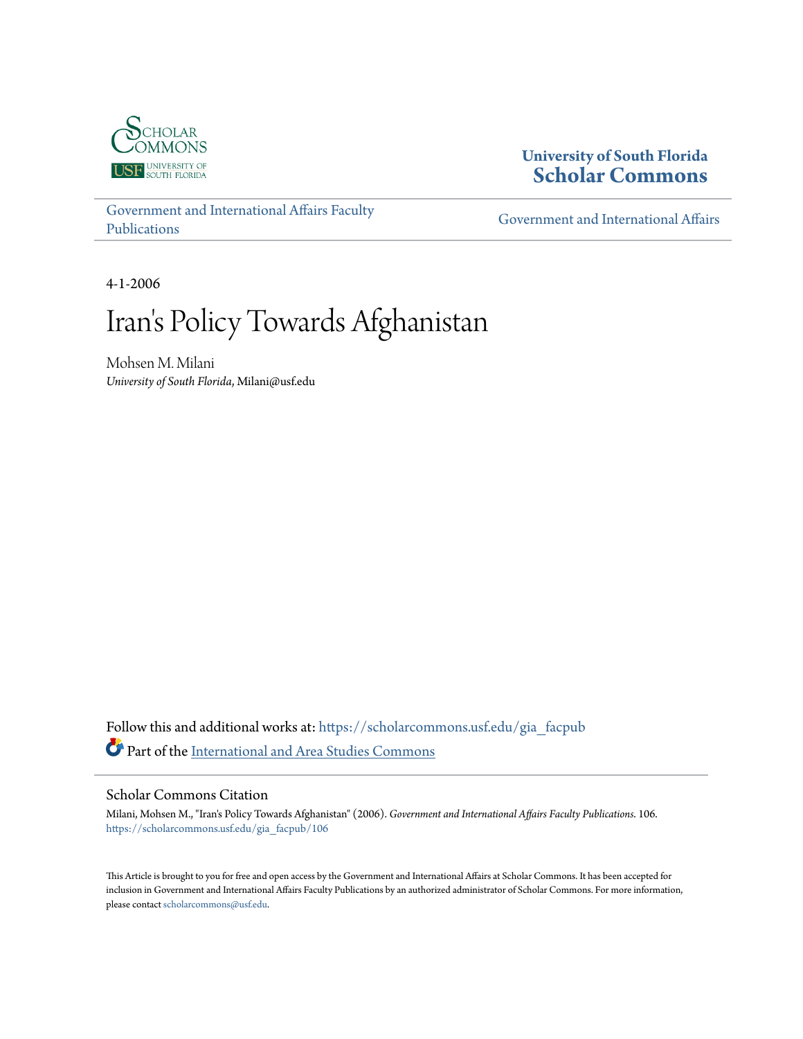University of South Florida
**Scholar Commons**

Government and International Affairs Faculty Publications

Government and International Affairs

4-1-2006

# Iran's Policy Towards Afghanistan

Mohsen M. Milani
*University of South Florida*, Milani@usf.edu

Follow this and additional works at: https://scholarcommons.usf.edu/gia_facpub

Part of the International and Area Studies Commons

## Scholar Commons Citation

Milani, Mohsen M., "Iran's Policy Towards Afghanistan" (2006). *Government and International Affairs Faculty Publications*. 106.
https://scholarcommons.usf.edu/gia_facpub/106

This Article is brought to you for free and open access by the Government and International Affairs at Scholar Commons. It has been accepted for inclusion in Government and International Affairs Faculty Publications by an authorized administrator of Scholar Commons. For more information, please contact scholarcommons@usf.edu.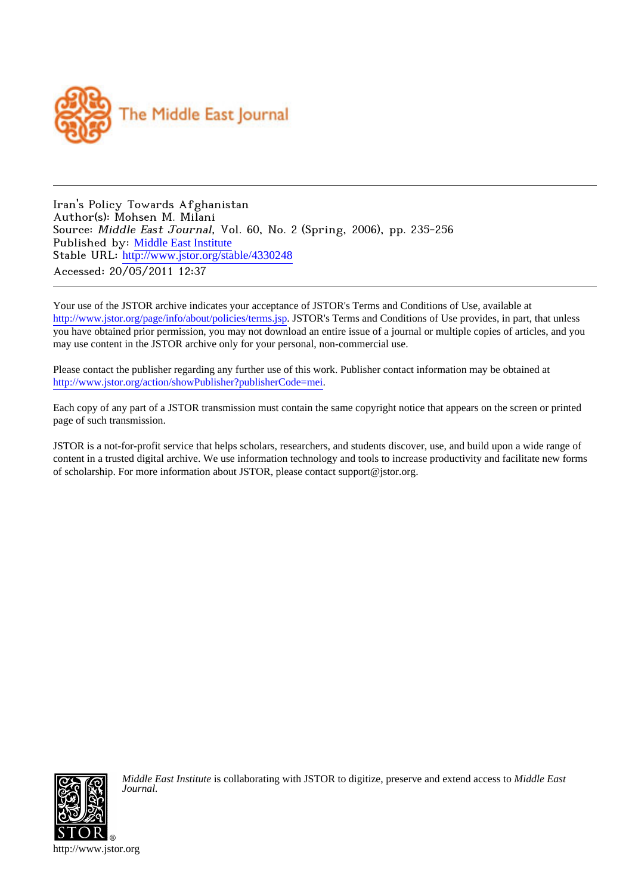The Middle East Journal

---

Iran's Policy Towards Afghanistan
Author(s): Mohsen M. Milani
Source: *Middle East Journal*, Vol. 60, No. 2 (Spring, 2006), pp. 235-256
Published by: Middle East Institute
Stable URL: http://www.jstor.org/stable/4330248
Accessed: 20/05/2011 12:37

---

Your use of the JSTOR archive indicates your acceptance of JSTOR's Terms and Conditions of Use, available at http://www.jstor.org/page/info/about/policies/terms.jsp. JSTOR's Terms and Conditions of Use provides, in part, that unless you have obtained prior permission, you may not download an entire issue of a journal or multiple copies of articles, and you may use content in the JSTOR archive only for your personal, non-commercial use.

Please contact the publisher regarding any further use of this work. Publisher contact information may be obtained at http://www.jstor.org/action/showPublisher?publisherCode=mei.

Each copy of any part of a JSTOR transmission must contain the same copyright notice that appears on the screen or printed page of such transmission.

JSTOR is a not-for-profit service that helps scholars, researchers, and students discover, use, and build upon a wide range of content in a trusted digital archive. We use information technology and tools to increase productivity and facilitate new forms of scholarship. For more information about JSTOR, please contact support@jstor.org.

*Middle East Institute* is collaborating with JSTOR to digitize, preserve and extend access to *Middle East Journal.*

http://www.jstor.org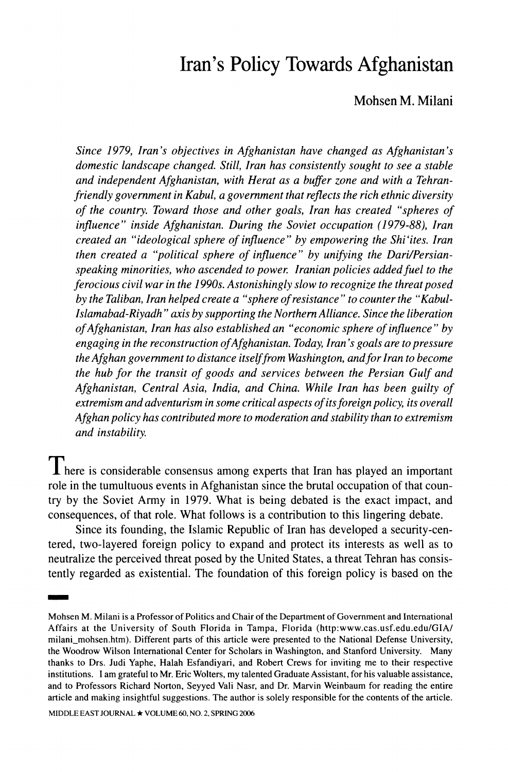# Iran's Policy Towards Afghanistan

Mohsen M. Milani

*Since 1979, Iran's objectives in Afghanistan have changed as Afghanistan's domestic landscape changed. Still, Iran has consistently sought to see a stable and independent Afghanistan, with Herat as a buffer zone and with a Tehran-friendly government in Kabul, a government that reflects the rich ethnic diversity of the country. Toward those and other goals, Iran has created "spheres of influence" inside Afghanistan. During the Soviet occupation (1979-88), Iran created an "ideological sphere of influence" by empowering the Shi'ites. Iran then created a "political sphere of influence" by unifying the Dari/Persian-speaking minorities, who ascended to power. Iranian policies added fuel to the ferocious civil war in the 1990s. Astonishingly slow to recognize the threat posed by the Taliban, Iran helped create a "sphere of resistance" to counter the "Kabul-Islamabad-Riyadh" axis by supporting the Northern Alliance. Since the liberation of Afghanistan, Iran has also established an "economic sphere of influence" by engaging in the reconstruction of Afghanistan. Today, Iran's goals are to pressure the Afghan government to distance itself from Washington, and for Iran to become the hub for the transit of goods and services between the Persian Gulf and Afghanistan, Central Asia, India, and China. While Iran has been guilty of extremism and adventurism in some critical aspects of its foreign policy, its overall Afghan policy has contributed more to moderation and stability than to extremism and instability.*

There is considerable consensus among experts that Iran has played an important role in the tumultuous events in Afghanistan since the brutal occupation of that country by the Soviet Army in 1979. What is being debated is the exact impact, and consequences, of that role. What follows is a contribution to this lingering debate.

Since its founding, the Islamic Republic of Iran has developed a security-centered, two-layered foreign policy to expand and protect its interests as well as to neutralize the perceived threat posed by the United States, a threat Tehran has consistently regarded as existential. The foundation of this foreign policy is based on the

---

Mohsen M. Milani is a Professor of Politics and Chair of the Department of Government and International Affairs at the University of South Florida in Tampa, Florida (http:www.cas.usf.edu.edu/GIA/milani_mohsen.htm). Different parts of this article were presented to the National Defense University, the Woodrow Wilson International Center for Scholars in Washington, and Stanford University. Many thanks to Drs. Judi Yaphe, Halah Esfandiyari, and Robert Crews for inviting me to their respective institutions. I am grateful to Mr. Eric Wolters, my talented Graduate Assistant, for his valuable assistance, and to Professors Richard Norton, Seyyed Vali Nasr, and Dr. Marvin Weinbaum for reading the entire article and making insightful suggestions. The author is solely responsible for the contents of the article.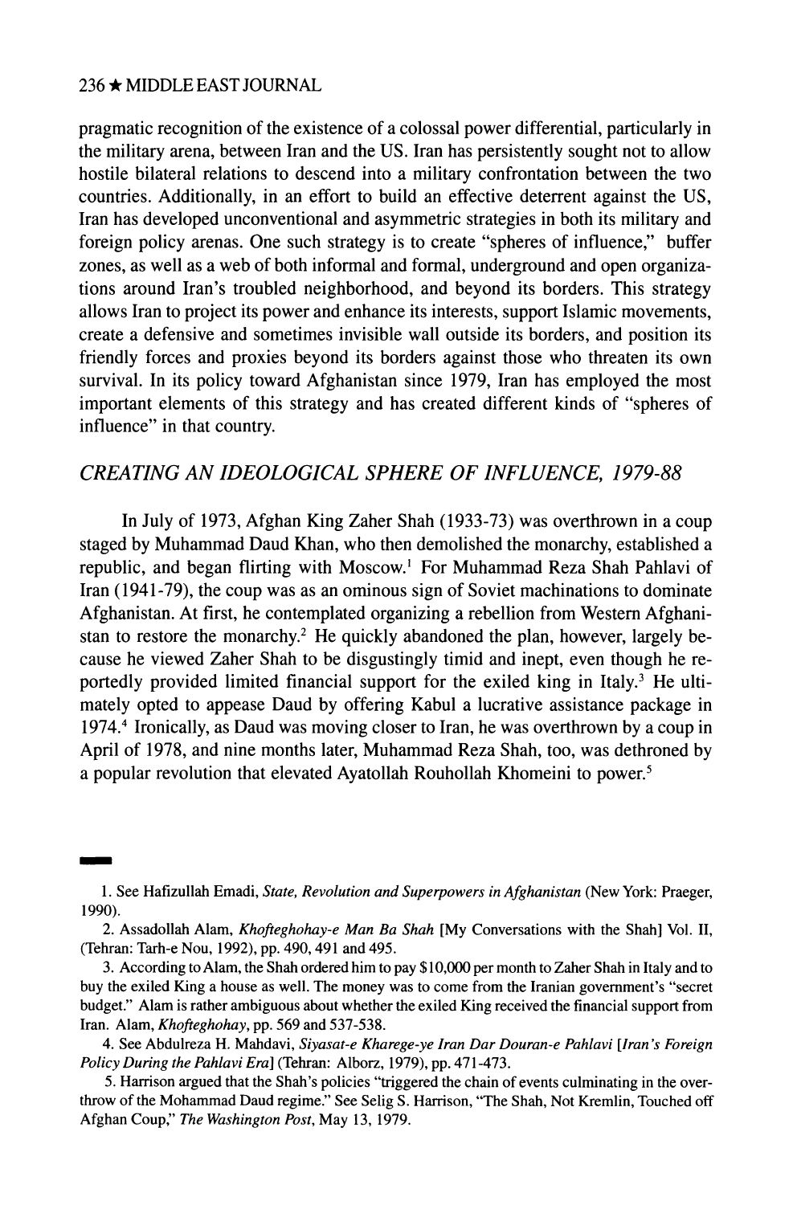pragmatic recognition of the existence of a colossal power differential, particularly in the military arena, between Iran and the US. Iran has persistently sought not to allow hostile bilateral relations to descend into a military confrontation between the two countries. Additionally, in an effort to build an effective deterrent against the US, Iran has developed unconventional and asymmetric strategies in both its military and foreign policy arenas. One such strategy is to create "spheres of influence," buffer zones, as well as a web of both informal and formal, underground and open organizations around Iran's troubled neighborhood, and beyond its borders. This strategy allows Iran to project its power and enhance its interests, support Islamic movements, create a defensive and sometimes invisible wall outside its borders, and position its friendly forces and proxies beyond its borders against those who threaten its own survival. In its policy toward Afghanistan since 1979, Iran has employed the most important elements of this strategy and has created different kinds of "spheres of influence" in that country.

## *CREATING AN IDEOLOGICAL SPHERE OF INFLUENCE, 1979-88*

In July of 1973, Afghan King Zaher Shah (1933-73) was overthrown in a coup staged by Muhammad Daud Khan, who then demolished the monarchy, established a republic, and began flirting with Moscow.[1] For Muhammad Reza Shah Pahlavi of Iran (1941-79), the coup was as an ominous sign of Soviet machinations to dominate Afghanistan. At first, he contemplated organizing a rebellion from Western Afghanistan to restore the monarchy.[2] He quickly abandoned the plan, however, largely because he viewed Zaher Shah to be disgustingly timid and inept, even though he reportedly provided limited financial support for the exiled king in Italy.[3] He ultimately opted to appease Daud by offering Kabul a lucrative assistance package in 1974.[4] Ironically, as Daud was moving closer to Iran, he was overthrown by a coup in April of 1978, and nine months later, Muhammad Reza Shah, too, was dethroned by a popular revolution that elevated Ayatollah Rouhollah Khomeini to power.[5]

---

1. See Hafizullah Emadi, *State, Revolution and Superpowers in Afghanistan* (New York: Praeger, 1990).

2. Assadollah Alam, *Khofteghohay-e Man Ba Shah* [My Conversations with the Shah] Vol. II, (Tehran: Tarh-e Nou, 1992), pp. 490, 491 and 495.

3. According to Alam, the Shah ordered him to pay $10,000 per month to Zaher Shah in Italy and to buy the exiled King a house as well. The money was to come from the Iranian government's "secret budget." Alam is rather ambiguous about whether the exiled King received the financial support from Iran. Alam, *Khofteghohay*, pp. 569 and 537-538.

4. See Abdulreza H. Mahdavi, *Siyasat-e Kharege-ye Iran Dar Douran-e Pahlavi [Iran's Foreign Policy During the Pahlavi Era]* (Tehran: Alborz, 1979), pp. 471-473.

5. Harrison argued that the Shah's policies "triggered the chain of events culminating in the overthrow of the Mohammad Daud regime." See Selig S. Harrison, "The Shah, Not Kremlin, Touched off Afghan Coup," *The Washington Post*, May 13, 1979.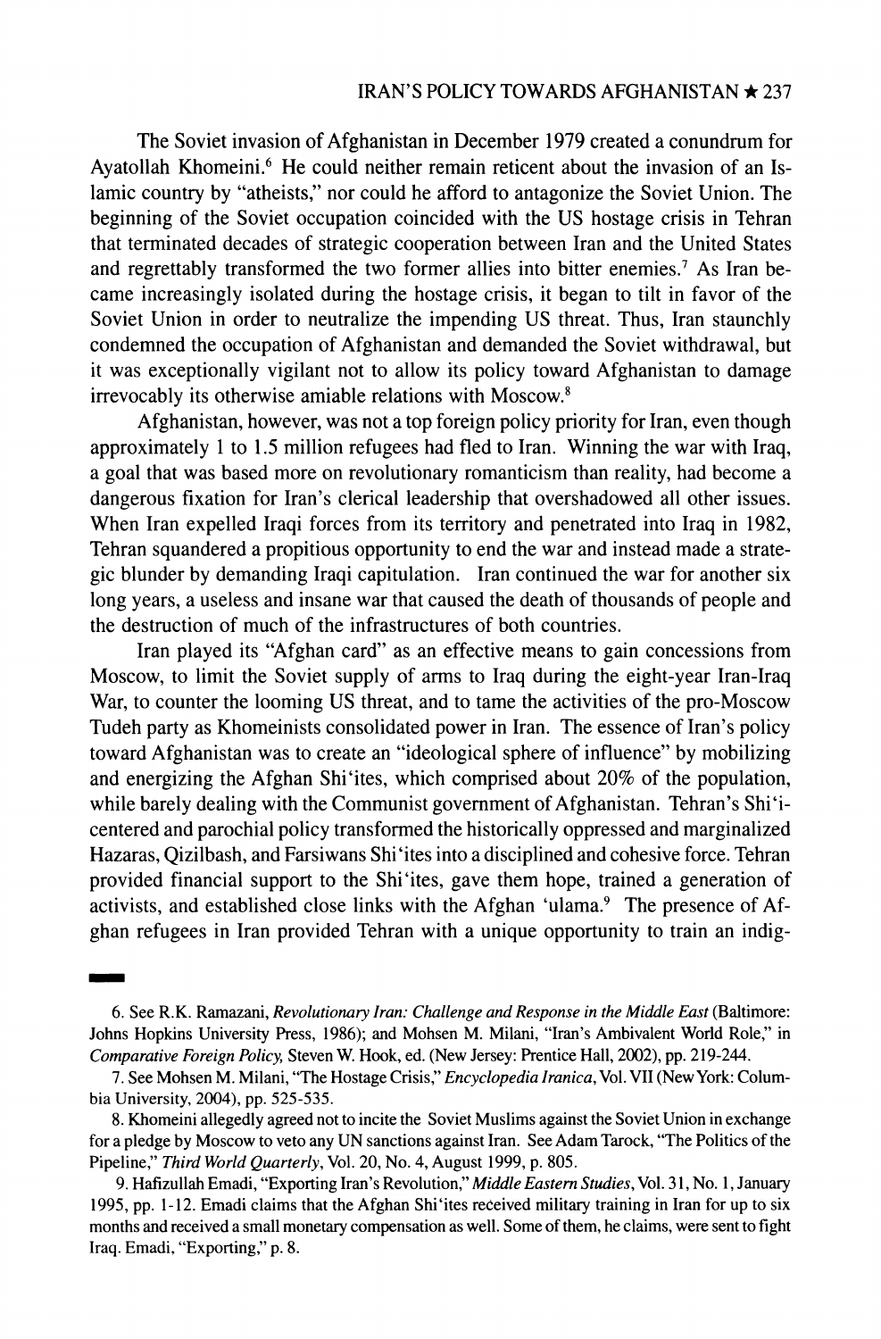The Soviet invasion of Afghanistan in December 1979 created a conundrum for Ayatollah Khomeini.[6] He could neither remain reticent about the invasion of an Islamic country by "atheists," nor could he afford to antagonize the Soviet Union. The beginning of the Soviet occupation coincided with the US hostage crisis in Tehran that terminated decades of strategic cooperation between Iran and the United States and regrettably transformed the two former allies into bitter enemies.[7] As Iran became increasingly isolated during the hostage crisis, it began to tilt in favor of the Soviet Union in order to neutralize the impending US threat. Thus, Iran staunchly condemned the occupation of Afghanistan and demanded the Soviet withdrawal, but it was exceptionally vigilant not to allow its policy toward Afghanistan to damage irrevocably its otherwise amiable relations with Moscow.[8]

Afghanistan, however, was not a top foreign policy priority for Iran, even though approximately 1 to 1.5 million refugees had fled to Iran. Winning the war with Iraq, a goal that was based more on revolutionary romanticism than reality, had become a dangerous fixation for Iran's clerical leadership that overshadowed all other issues. When Iran expelled Iraqi forces from its territory and penetrated into Iraq in 1982, Tehran squandered a propitious opportunity to end the war and instead made a strategic blunder by demanding Iraqi capitulation. Iran continued the war for another six long years, a useless and insane war that caused the death of thousands of people and the destruction of much of the infrastructures of both countries.

Iran played its "Afghan card" as an effective means to gain concessions from Moscow, to limit the Soviet supply of arms to Iraq during the eight-year Iran-Iraq War, to counter the looming US threat, and to tame the activities of the pro-Moscow Tudeh party as Khomeinists consolidated power in Iran. The essence of Iran's policy toward Afghanistan was to create an "ideological sphere of influence" by mobilizing and energizing the Afghan Shi'ites, which comprised about 20% of the population, while barely dealing with the Communist government of Afghanistan. Tehran's Shi'i-centered and parochial policy transformed the historically oppressed and marginalized Hazaras, Qizilbash, and Farsiwans Shi'ites into a disciplined and cohesive force. Tehran provided financial support to the Shi'ites, gave them hope, trained a generation of activists, and established close links with the Afghan 'ulama.[9] The presence of Afghan refugees in Iran provided Tehran with a unique opportunity to train an indig-

---

6. See R.K. Ramazani, *Revolutionary Iran: Challenge and Response in the Middle East* (Baltimore: Johns Hopkins University Press, 1986); and Mohsen M. Milani, "Iran's Ambivalent World Role," in *Comparative Foreign Policy*, Steven W. Hook, ed. (New Jersey: Prentice Hall, 2002), pp. 219-244.

7. See Mohsen M. Milani, "The Hostage Crisis," *Encyclopedia Iranica*, Vol. VII (New York: Columbia University, 2004), pp. 525-535.

8. Khomeini allegedly agreed not to incite the Soviet Muslims against the Soviet Union in exchange for a pledge by Moscow to veto any UN sanctions against Iran. See Adam Tarock, "The Politics of the Pipeline," *Third World Quarterly*, Vol. 20, No. 4, August 1999, p. 805.

9. Hafizullah Emadi, "Exporting Iran's Revolution," *Middle Eastern Studies*, Vol. 31, No. 1, January 1995, pp. 1-12. Emadi claims that the Afghan Shi'ites received military training in Iran for up to six months and received a small monetary compensation as well. Some of them, he claims, were sent to fight Iraq. Emadi, "Exporting," p. 8.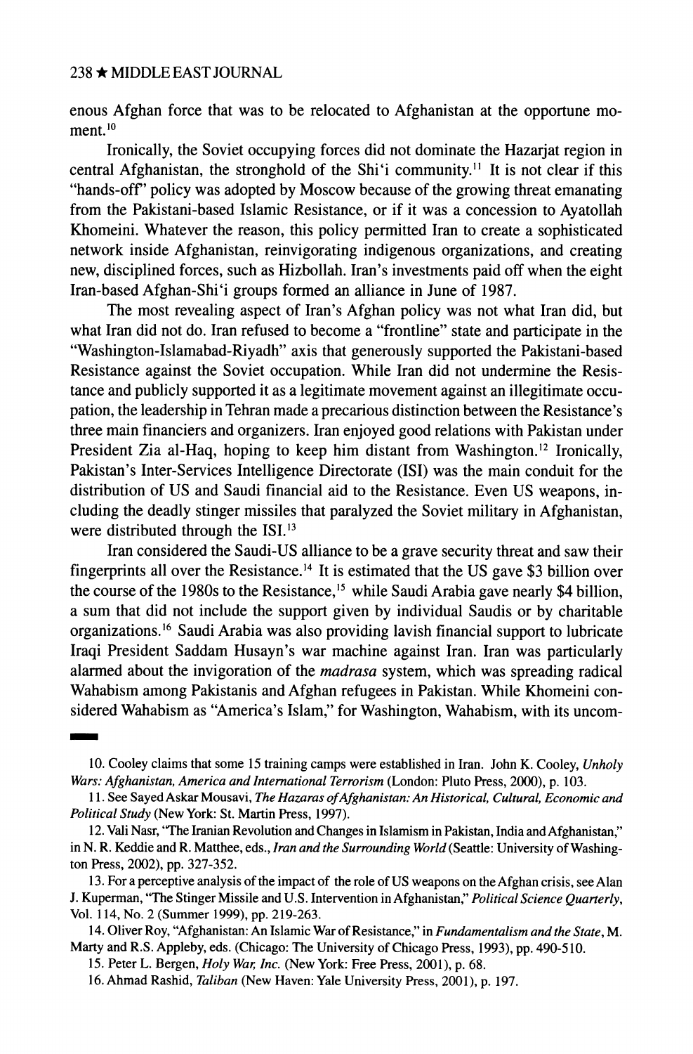enous Afghan force that was to be relocated to Afghanistan at the opportune moment.[10]

Ironically, the Soviet occupying forces did not dominate the Hazarjat region in central Afghanistan, the stronghold of the Shi'i community.[11] It is not clear if this "hands-off" policy was adopted by Moscow because of the growing threat emanating from the Pakistani-based Islamic Resistance, or if it was a concession to Ayatollah Khomeini. Whatever the reason, this policy permitted Iran to create a sophisticated network inside Afghanistan, reinvigorating indigenous organizations, and creating new, disciplined forces, such as Hizbollah. Iran's investments paid off when the eight Iran-based Afghan-Shi'i groups formed an alliance in June of 1987.

The most revealing aspect of Iran's Afghan policy was not what Iran did, but what Iran did not do. Iran refused to become a "frontline" state and participate in the "Washington-Islamabad-Riyadh" axis that generously supported the Pakistani-based Resistance against the Soviet occupation. While Iran did not undermine the Resistance and publicly supported it as a legitimate movement against an illegitimate occupation, the leadership in Tehran made a precarious distinction between the Resistance's three main financiers and organizers. Iran enjoyed good relations with Pakistan under President Zia al-Haq, hoping to keep him distant from Washington.[12] Ironically, Pakistan's Inter-Services Intelligence Directorate (ISI) was the main conduit for the distribution of US and Saudi financial aid to the Resistance. Even US weapons, including the deadly stinger missiles that paralyzed the Soviet military in Afghanistan, were distributed through the ISI.[13]

Iran considered the Saudi-US alliance to be a grave security threat and saw their fingerprints all over the Resistance.[14] It is estimated that the US gave $3 billion over the course of the 1980s to the Resistance,[15] while Saudi Arabia gave nearly $4 billion, a sum that did not include the support given by individual Saudis or by charitable organizations.[16] Saudi Arabia was also providing lavish financial support to lubricate Iraqi President Saddam Husayn's war machine against Iran. Iran was particularly alarmed about the invigoration of the *madrasa* system, which was spreading radical Wahabism among Pakistanis and Afghan refugees in Pakistan. While Khomeini considered Wahabism as "America's Islam," for Washington, Wahabism, with its uncom-

---

10. Cooley claims that some 15 training camps were established in Iran. John K. Cooley, *Unholy Wars: Afghanistan, America and International Terrorism* (London: Pluto Press, 2000), p. 103.

11. See Sayed Askar Mousavi, *The Hazaras of Afghanistan: An Historical, Cultural, Economic and Political Study* (New York: St. Martin Press, 1997).

12. Vali Nasr, "The Iranian Revolution and Changes in Islamism in Pakistan, India and Afghanistan," in N. R. Keddie and R. Matthee, eds., *Iran and the Surrounding World* (Seattle: University of Washington Press, 2002), pp. 327-352.

13. For a perceptive analysis of the impact of the role of US weapons on the Afghan crisis, see Alan J. Kuperman, "The Stinger Missile and U.S. Intervention in Afghanistan," *Political Science Quarterly*, Vol. 114, No. 2 (Summer 1999), pp. 219-263.

14. Oliver Roy, "Afghanistan: An Islamic War of Resistance," in *Fundamentalism and the State*, M. Marty and R.S. Appleby, eds. (Chicago: The University of Chicago Press, 1993), pp. 490-510.

15. Peter L. Bergen, *Holy War, Inc.* (New York: Free Press, 2001), p. 68.

16. Ahmad Rashid, *Taliban* (New Haven: Yale University Press, 2001), p. 197.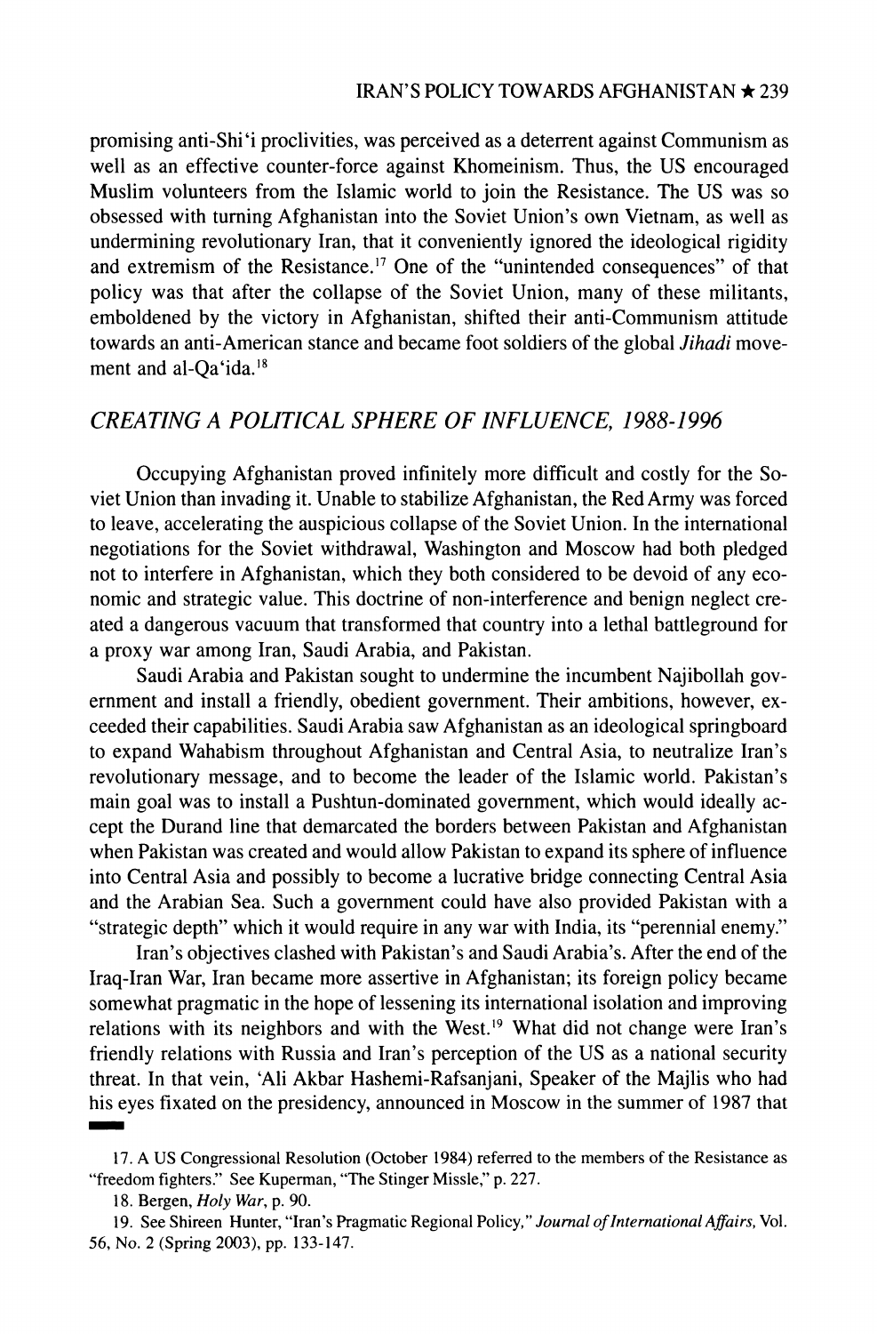promising anti-Shi'i proclivities, was perceived as a deterrent against Communism as well as an effective counter-force against Khomeinism. Thus, the US encouraged Muslim volunteers from the Islamic world to join the Resistance. The US was so obsessed with turning Afghanistan into the Soviet Union's own Vietnam, as well as undermining revolutionary Iran, that it conveniently ignored the ideological rigidity and extremism of the Resistance.[17] One of the "unintended consequences" of that policy was that after the collapse of the Soviet Union, many of these militants, emboldened by the victory in Afghanistan, shifted their anti-Communism attitude towards an anti-American stance and became foot soldiers of the global *Jihadi* movement and al-Qa'ida.[18]

## *CREATING A POLITICAL SPHERE OF INFLUENCE, 1988-1996*

Occupying Afghanistan proved infinitely more difficult and costly for the Soviet Union than invading it. Unable to stabilize Afghanistan, the Red Army was forced to leave, accelerating the auspicious collapse of the Soviet Union. In the international negotiations for the Soviet withdrawal, Washington and Moscow had both pledged not to interfere in Afghanistan, which they both considered to be devoid of any economic and strategic value. This doctrine of non-interference and benign neglect created a dangerous vacuum that transformed that country into a lethal battleground for a proxy war among Iran, Saudi Arabia, and Pakistan.

Saudi Arabia and Pakistan sought to undermine the incumbent Najibollah government and install a friendly, obedient government. Their ambitions, however, exceeded their capabilities. Saudi Arabia saw Afghanistan as an ideological springboard to expand Wahabism throughout Afghanistan and Central Asia, to neutralize Iran's revolutionary message, and to become the leader of the Islamic world. Pakistan's main goal was to install a Pushtun-dominated government, which would ideally accept the Durand line that demarcated the borders between Pakistan and Afghanistan when Pakistan was created and would allow Pakistan to expand its sphere of influence into Central Asia and possibly to become a lucrative bridge connecting Central Asia and the Arabian Sea. Such a government could have also provided Pakistan with a "strategic depth" which it would require in any war with India, its "perennial enemy."

Iran's objectives clashed with Pakistan's and Saudi Arabia's. After the end of the Iraq-Iran War, Iran became more assertive in Afghanistan; its foreign policy became somewhat pragmatic in the hope of lessening its international isolation and improving relations with its neighbors and with the West.[19] What did not change were Iran's friendly relations with Russia and Iran's perception of the US as a national security threat. In that vein, 'Ali Akbar Hashemi-Rafsanjani, Speaker of the Majlis who had his eyes fixated on the presidency, announced in Moscow in the summer of 1987 that

17. A US Congressional Resolution (October 1984) referred to the members of the Resistance as "freedom fighters." See Kuperman, "The Stinger Missle," p. 227.

18. Bergen, *Holy War*, p. 90.

19. See Shireen Hunter, "Iran's Pragmatic Regional Policy," *Journal of International Affairs*, Vol. 56, No. 2 (Spring 2003), pp. 133-147.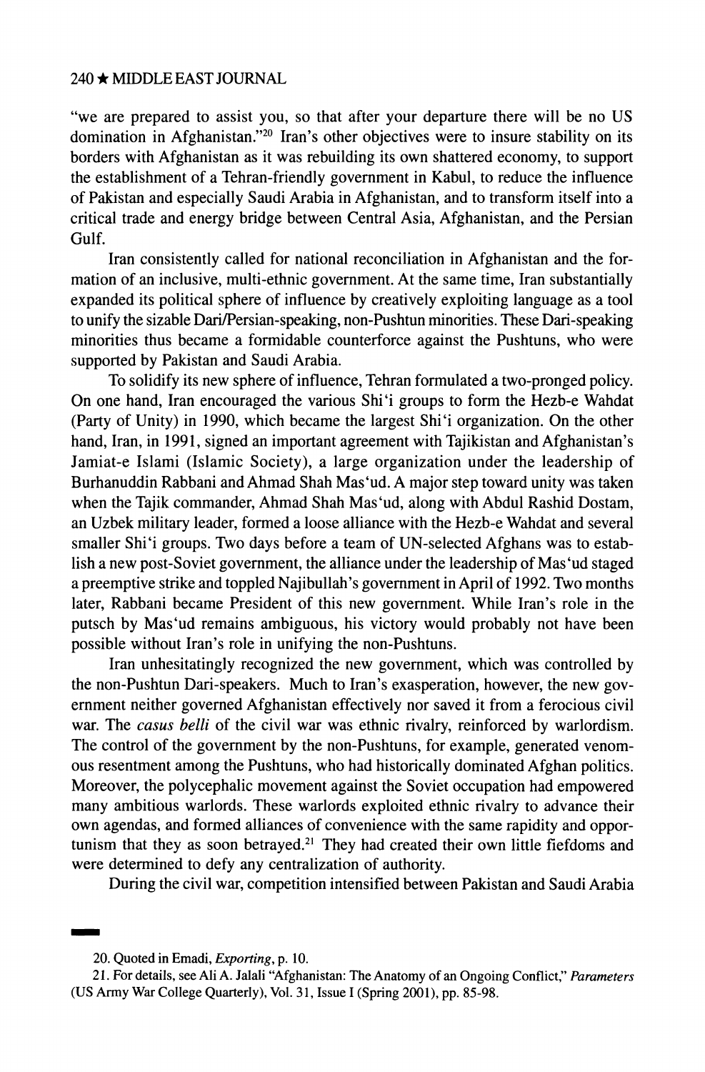"we are prepared to assist you, so that after your departure there will be no US domination in Afghanistan."[20] Iran's other objectives were to insure stability on its borders with Afghanistan as it was rebuilding its own shattered economy, to support the establishment of a Tehran-friendly government in Kabul, to reduce the influence of Pakistan and especially Saudi Arabia in Afghanistan, and to transform itself into a critical trade and energy bridge between Central Asia, Afghanistan, and the Persian Gulf.

Iran consistently called for national reconciliation in Afghanistan and the formation of an inclusive, multi-ethnic government. At the same time, Iran substantially expanded its political sphere of influence by creatively exploiting language as a tool to unify the sizable Dari/Persian-speaking, non-Pushtun minorities. These Dari-speaking minorities thus became a formidable counterforce against the Pushtuns, who were supported by Pakistan and Saudi Arabia.

To solidify its new sphere of influence, Tehran formulated a two-pronged policy. On one hand, Iran encouraged the various Shi'i groups to form the Hezb-e Wahdat (Party of Unity) in 1990, which became the largest Shi'i organization. On the other hand, Iran, in 1991, signed an important agreement with Tajikistan and Afghanistan's Jamiat-e Islami (Islamic Society), a large organization under the leadership of Burhanuddin Rabbani and Ahmad Shah Mas'ud. A major step toward unity was taken when the Tajik commander, Ahmad Shah Mas'ud, along with Abdul Rashid Dostam, an Uzbek military leader, formed a loose alliance with the Hezb-e Wahdat and several smaller Shi'i groups. Two days before a team of UN-selected Afghans was to establish a new post-Soviet government, the alliance under the leadership of Mas'ud staged a preemptive strike and toppled Najibullah's government in April of 1992. Two months later, Rabbani became President of this new government. While Iran's role in the putsch by Mas'ud remains ambiguous, his victory would probably not have been possible without Iran's role in unifying the non-Pushtuns.

Iran unhesitatingly recognized the new government, which was controlled by the non-Pushtun Dari-speakers. Much to Iran's exasperation, however, the new government neither governed Afghanistan effectively nor saved it from a ferocious civil war. The *casus belli* of the civil war was ethnic rivalry, reinforced by warlordism. The control of the government by the non-Pushtuns, for example, generated venomous resentment among the Pushtuns, who had historically dominated Afghan politics. Moreover, the polycephalic movement against the Soviet occupation had empowered many ambitious warlords. These warlords exploited ethnic rivalry to advance their own agendas, and formed alliances of convenience with the same rapidity and opportunism that they as soon betrayed.[21] They had created their own little fiefdoms and were determined to defy any centralization of authority.

During the civil war, competition intensified between Pakistan and Saudi Arabia

20. Quoted in Emadi, *Exporting*, p. 10.

21. For details, see Ali A. Jalali "Afghanistan: The Anatomy of an Ongoing Conflict," *Parameters* (US Army War College Quarterly), Vol. 31, Issue I (Spring 2001), pp. 85-98.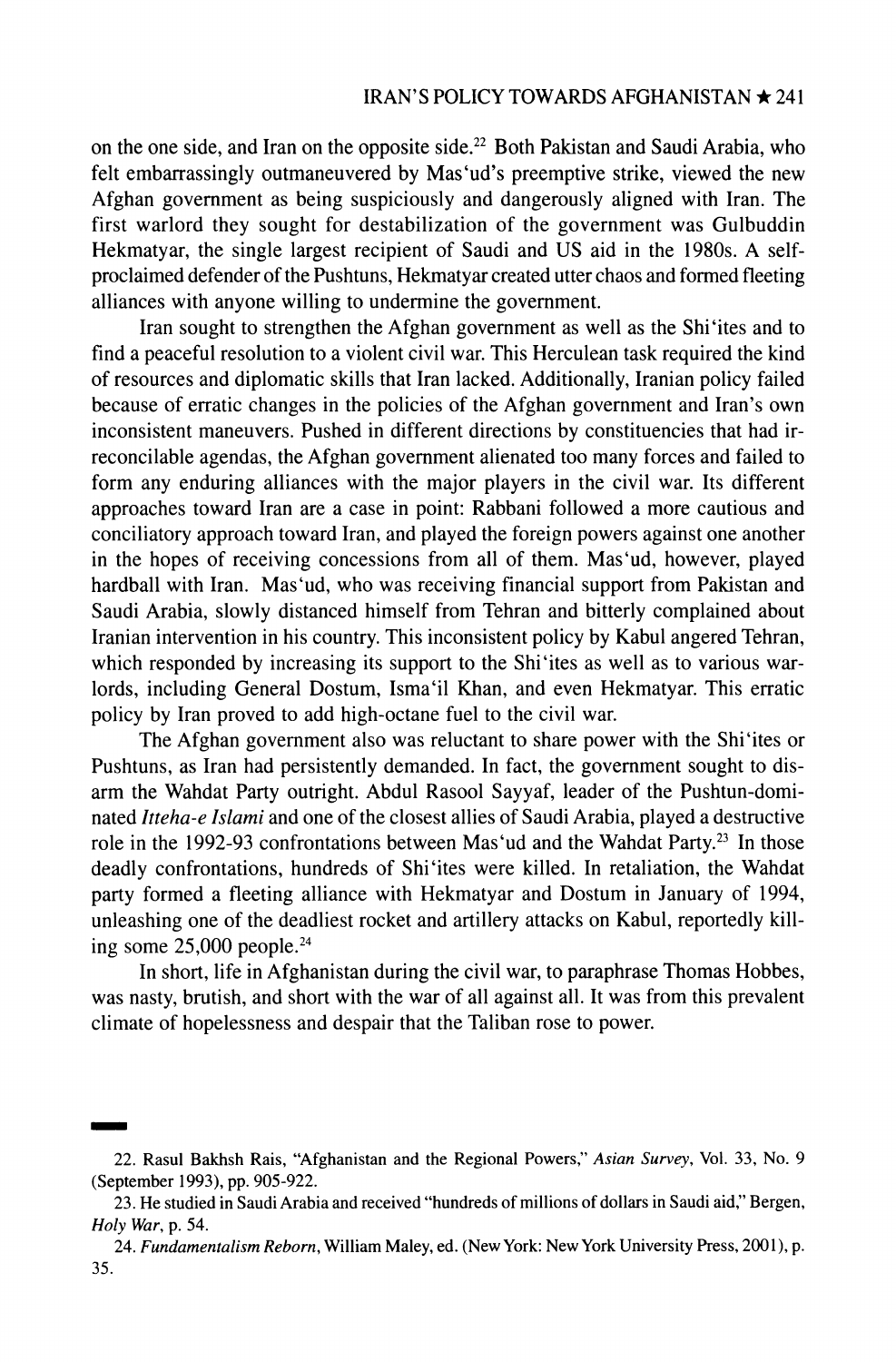on the one side, and Iran on the opposite side.[22] Both Pakistan and Saudi Arabia, who felt embarrassingly outmaneuvered by Mas'ud's preemptive strike, viewed the new Afghan government as being suspiciously and dangerously aligned with Iran. The first warlord they sought for destabilization of the government was Gulbuddin Hekmatyar, the single largest recipient of Saudi and US aid in the 1980s. A self-proclaimed defender of the Pushtuns, Hekmatyar created utter chaos and formed fleeting alliances with anyone willing to undermine the government.

Iran sought to strengthen the Afghan government as well as the Shi'ites and to find a peaceful resolution to a violent civil war. This Herculean task required the kind of resources and diplomatic skills that Iran lacked. Additionally, Iranian policy failed because of erratic changes in the policies of the Afghan government and Iran's own inconsistent maneuvers. Pushed in different directions by constituencies that had irreconcilable agendas, the Afghan government alienated too many forces and failed to form any enduring alliances with the major players in the civil war. Its different approaches toward Iran are a case in point: Rabbani followed a more cautious and conciliatory approach toward Iran, and played the foreign powers against one another in the hopes of receiving concessions from all of them. Mas'ud, however, played hardball with Iran. Mas'ud, who was receiving financial support from Pakistan and Saudi Arabia, slowly distanced himself from Tehran and bitterly complained about Iranian intervention in his country. This inconsistent policy by Kabul angered Tehran, which responded by increasing its support to the Shi'ites as well as to various warlords, including General Dostum, Isma'il Khan, and even Hekmatyar. This erratic policy by Iran proved to add high-octane fuel to the civil war.

The Afghan government also was reluctant to share power with the Shi'ites or Pushtuns, as Iran had persistently demanded. In fact, the government sought to disarm the Wahdat Party outright. Abdul Rasool Sayyaf, leader of the Pushtun-dominated *Itteha-e Islami* and one of the closest allies of Saudi Arabia, played a destructive role in the 1992-93 confrontations between Mas'ud and the Wahdat Party.[23] In those deadly confrontations, hundreds of Shi'ites were killed. In retaliation, the Wahdat party formed a fleeting alliance with Hekmatyar and Dostum in January of 1994, unleashing one of the deadliest rocket and artillery attacks on Kabul, reportedly killing some 25,000 people.[24]

In short, life in Afghanistan during the civil war, to paraphrase Thomas Hobbes, was nasty, brutish, and short with the war of all against all. It was from this prevalent climate of hopelessness and despair that the Taliban rose to power.

---

22. Rasul Bakhsh Rais, "Afghanistan and the Regional Powers," *Asian Survey*, Vol. 33, No. 9 (September 1993), pp. 905-922.

23. He studied in Saudi Arabia and received "hundreds of millions of dollars in Saudi aid," Bergen, *Holy War*, p. 54.

24. *Fundamentalism Reborn*, William Maley, ed. (New York: New York University Press, 2001), p. 35.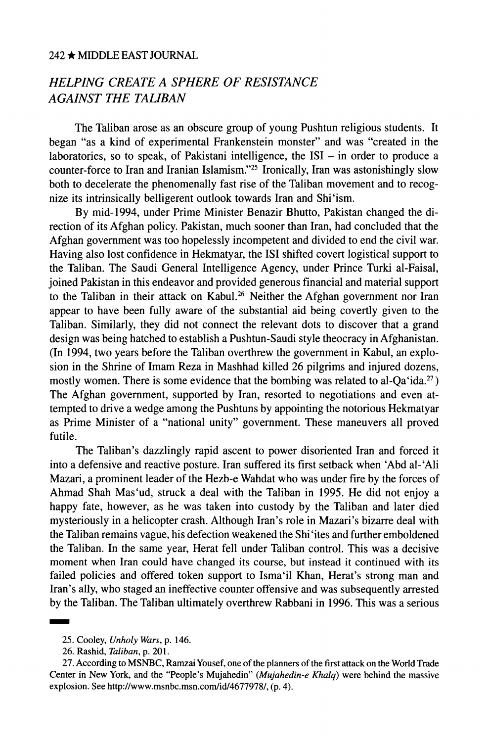## *HELPING CREATE A SPHERE OF RESISTANCE AGAINST THE TALIBAN*

The Taliban arose as an obscure group of young Pushtun religious students. It began "as a kind of experimental Frankenstein monster" and was "created in the laboratories, so to speak, of Pakistani intelligence, the ISI – in order to produce a counter-force to Iran and Iranian Islamism."[25] Ironically, Iran was astonishingly slow both to decelerate the phenomenally fast rise of the Taliban movement and to recognize its intrinsically belligerent outlook towards Iran and Shi'ism.

By mid-1994, under Prime Minister Benazir Bhutto, Pakistan changed the direction of its Afghan policy. Pakistan, much sooner than Iran, had concluded that the Afghan government was too hopelessly incompetent and divided to end the civil war. Having also lost confidence in Hekmatyar, the ISI shifted covert logistical support to the Taliban. The Saudi General Intelligence Agency, under Prince Turki al-Faisal, joined Pakistan in this endeavor and provided generous financial and material support to the Taliban in their attack on Kabul.[26] Neither the Afghan government nor Iran appear to have been fully aware of the substantial aid being covertly given to the Taliban. Similarly, they did not connect the relevant dots to discover that a grand design was being hatched to establish a Pushtun-Saudi style theocracy in Afghanistan. (In 1994, two years before the Taliban overthrew the government in Kabul, an explosion in the Shrine of Imam Reza in Mashhad killed 26 pilgrims and injured dozens, mostly women. There is some evidence that the bombing was related to al-Qa'ida.[27]) The Afghan government, supported by Iran, resorted to negotiations and even attempted to drive a wedge among the Pushtuns by appointing the notorious Hekmatyar as Prime Minister of a "national unity" government. These maneuvers all proved futile.

The Taliban's dazzlingly rapid ascent to power disoriented Iran and forced it into a defensive and reactive posture. Iran suffered its first setback when 'Abd al-'Ali Mazari, a prominent leader of the Hezb-e Wahdat who was under fire by the forces of Ahmad Shah Mas'ud, struck a deal with the Taliban in 1995. He did not enjoy a happy fate, however, as he was taken into custody by the Taliban and later died mysteriously in a helicopter crash. Although Iran's role in Mazari's bizarre deal with the Taliban remains vague, his defection weakened the Shi'ites and further emboldened the Taliban. In the same year, Herat fell under Taliban control. This was a decisive moment when Iran could have changed its course, but instead it continued with its failed policies and offered token support to Isma'il Khan, Herat's strong man and Iran's ally, who staged an ineffective counter offensive and was subsequently arrested by the Taliban. The Taliban ultimately overthrew Rabbani in 1996. This was a serious

---

25. Cooley, *Unholy Wars*, p. 146.

26. Rashid, *Taliban*, p. 201.

27. According to MSNBC, Ramzai Yousef, one of the planners of the first attack on the World Trade Center in New York, and the "People's Mujahedin" (*Mujahedin-e Khalq*) were behind the massive explosion. See http://www.msnbc.msn.com/id/4677978/, (p. 4).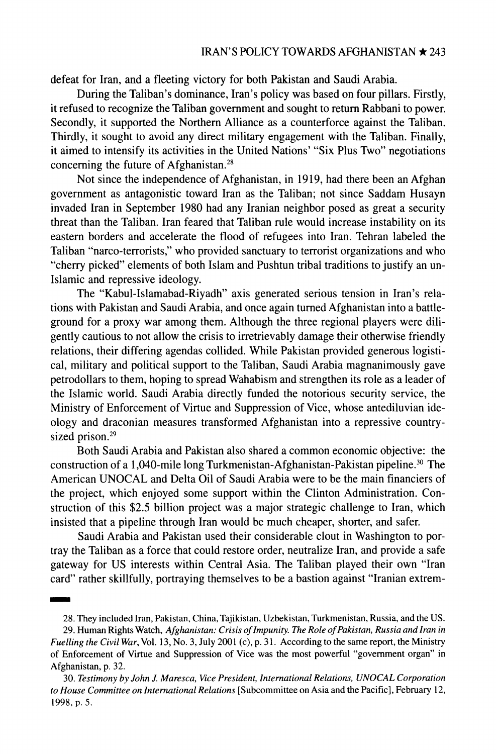defeat for Iran, and a fleeting victory for both Pakistan and Saudi Arabia.

During the Taliban's dominance, Iran's policy was based on four pillars. Firstly, it refused to recognize the Taliban government and sought to return Rabbani to power. Secondly, it supported the Northern Alliance as a counterforce against the Taliban. Thirdly, it sought to avoid any direct military engagement with the Taliban. Finally, it aimed to intensify its activities in the United Nations' "Six Plus Two" negotiations concerning the future of Afghanistan.[28]

Not since the independence of Afghanistan, in 1919, had there been an Afghan government as antagonistic toward Iran as the Taliban; not since Saddam Husayn invaded Iran in September 1980 had any Iranian neighbor posed as great a security threat than the Taliban. Iran feared that Taliban rule would increase instability on its eastern borders and accelerate the flood of refugees into Iran. Tehran labeled the Taliban "narco-terrorists," who provided sanctuary to terrorist organizations and who "cherry picked" elements of both Islam and Pushtun tribal traditions to justify an un-Islamic and repressive ideology.

The "Kabul-Islamabad-Riyadh" axis generated serious tension in Iran's relations with Pakistan and Saudi Arabia, and once again turned Afghanistan into a battleground for a proxy war among them. Although the three regional players were diligently cautious to not allow the crisis to irretrievably damage their otherwise friendly relations, their differing agendas collided. While Pakistan provided generous logistical, military and political support to the Taliban, Saudi Arabia magnanimously gave petrodollars to them, hoping to spread Wahabism and strengthen its role as a leader of the Islamic world. Saudi Arabia directly funded the notorious security service, the Ministry of Enforcement of Virtue and Suppression of Vice, whose antediluvian ideology and draconian measures transformed Afghanistan into a repressive country-sized prison.[29]

Both Saudi Arabia and Pakistan also shared a common economic objective: the construction of a 1,040-mile long Turkmenistan-Afghanistan-Pakistan pipeline.[30] The American UNOCAL and Delta Oil of Saudi Arabia were to be the main financiers of the project, which enjoyed some support within the Clinton Administration. Construction of this $2.5 billion project was a major strategic challenge to Iran, which insisted that a pipeline through Iran would be much cheaper, shorter, and safer.

Saudi Arabia and Pakistan used their considerable clout in Washington to portray the Taliban as a force that could restore order, neutralize Iran, and provide a safe gateway for US interests within Central Asia. The Taliban played their own "Iran card" rather skillfully, portraying themselves to be a bastion against "Iranian extrem-

---

28. They included Iran, Pakistan, China, Tajikistan, Uzbekistan, Turkmenistan, Russia, and the US.

29. Human Rights Watch, *Afghanistan: Crisis of Impunity. The Role of Pakistan, Russia and Iran in Fuelling the Civil War*, Vol. 13, No. 3, July 2001 (c), p. 31. According to the same report, the Ministry of Enforcement of Virtue and Suppression of Vice was the most powerful "government organ" in Afghanistan, p. 32.

30. *Testimony by John J. Maresca, Vice President, International Relations, UNOCAL Corporation to House Committee on International Relations* [Subcommittee on Asia and the Pacific], February 12, 1998, p. 5.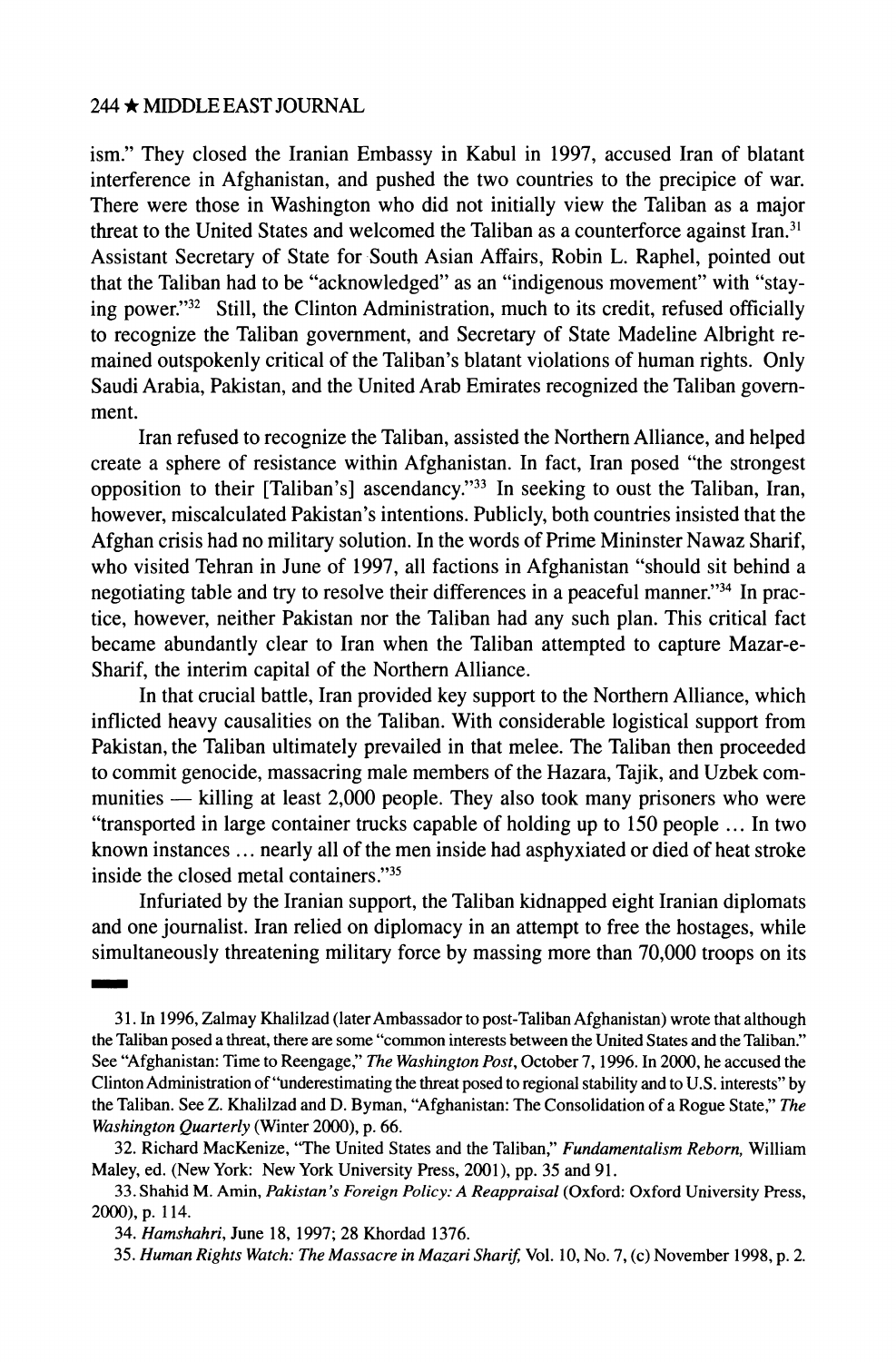ism." They closed the Iranian Embassy in Kabul in 1997, accused Iran of blatant interference in Afghanistan, and pushed the two countries to the precipice of war. There were those in Washington who did not initially view the Taliban as a major threat to the United States and welcomed the Taliban as a counterforce against Iran.[31] Assistant Secretary of State for South Asian Affairs, Robin L. Raphel, pointed out that the Taliban had to be "acknowledged" as an "indigenous movement" with "staying power."[32] Still, the Clinton Administration, much to its credit, refused officially to recognize the Taliban government, and Secretary of State Madeline Albright remained outspokenly critical of the Taliban's blatant violations of human rights. Only Saudi Arabia, Pakistan, and the United Arab Emirates recognized the Taliban government.

Iran refused to recognize the Taliban, assisted the Northern Alliance, and helped create a sphere of resistance within Afghanistan. In fact, Iran posed "the strongest opposition to their [Taliban's] ascendancy."[33] In seeking to oust the Taliban, Iran, however, miscalculated Pakistan's intentions. Publicly, both countries insisted that the Afghan crisis had no military solution. In the words of Prime Mininster Nawaz Sharif, who visited Tehran in June of 1997, all factions in Afghanistan "should sit behind a negotiating table and try to resolve their differences in a peaceful manner."[34] In practice, however, neither Pakistan nor the Taliban had any such plan. This critical fact became abundantly clear to Iran when the Taliban attempted to capture Mazar-e-Sharif, the interim capital of the Northern Alliance.

In that crucial battle, Iran provided key support to the Northern Alliance, which inflicted heavy causalities on the Taliban. With considerable logistical support from Pakistan, the Taliban ultimately prevailed in that melee. The Taliban then proceeded to commit genocide, massacring male members of the Hazara, Tajik, and Uzbek communities — killing at least 2,000 people. They also took many prisoners who were "transported in large container trucks capable of holding up to 150 people ... In two known instances ... nearly all of the men inside had asphyxiated or died of heat stroke inside the closed metal containers."[35]

Infuriated by the Iranian support, the Taliban kidnapped eight Iranian diplomats and one journalist. Iran relied on diplomacy in an attempt to free the hostages, while simultaneously threatening military force by massing more than 70,000 troops on its

---

31. In 1996, Zalmay Khalilzad (later Ambassador to post-Taliban Afghanistan) wrote that although the Taliban posed a threat, there are some "common interests between the United States and the Taliban." See "Afghanistan: Time to Reengage," *The Washington Post*, October 7, 1996. In 2000, he accused the Clinton Administration of "underestimating the threat posed to regional stability and to U.S. interests" by the Taliban. See Z. Khalilzad and D. Byman, "Afghanistan: The Consolidation of a Rogue State," *The Washington Quarterly* (Winter 2000), p. 66.

32. Richard MacKenize, "The United States and the Taliban," *Fundamentalism Reborn,* William Maley, ed. (New York: New York University Press, 2001), pp. 35 and 91.

33. Shahid M. Amin, *Pakistan's Foreign Policy: A Reappraisal* (Oxford: Oxford University Press, 2000), p. 114.

34. *Hamshahri*, June 18, 1997; 28 Khordad 1376.

35. *Human Rights Watch: The Massacre in Mazari Sharif,* Vol. 10, No. 7, (c) November 1998, p. 2.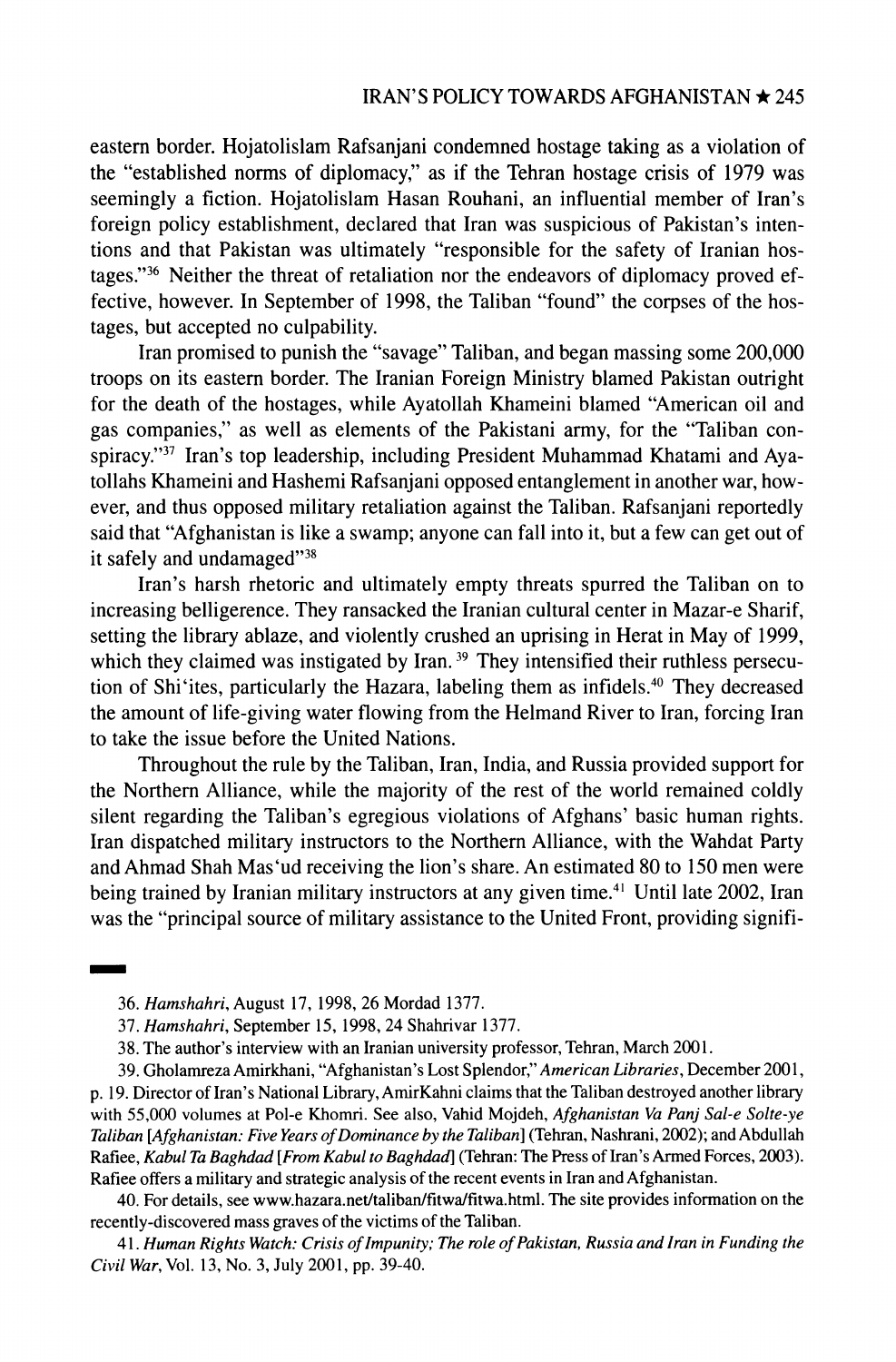eastern border. Hojatolislam Rafsanjani condemned hostage taking as a violation of the "established norms of diplomacy," as if the Tehran hostage crisis of 1979 was seemingly a fiction. Hojatolislam Hasan Rouhani, an influential member of Iran's foreign policy establishment, declared that Iran was suspicious of Pakistan's intentions and that Pakistan was ultimately "responsible for the safety of Iranian hostages."[36] Neither the threat of retaliation nor the endeavors of diplomacy proved effective, however. In September of 1998, the Taliban "found" the corpses of the hostages, but accepted no culpability.

Iran promised to punish the "savage" Taliban, and began massing some 200,000 troops on its eastern border. The Iranian Foreign Ministry blamed Pakistan outright for the death of the hostages, while Ayatollah Khameini blamed "American oil and gas companies," as well as elements of the Pakistani army, for the "Taliban conspiracy."[37] Iran's top leadership, including President Muhammad Khatami and Ayatollahs Khameini and Hashemi Rafsanjani opposed entanglement in another war, however, and thus opposed military retaliation against the Taliban. Rafsanjani reportedly said that "Afghanistan is like a swamp; anyone can fall into it, but a few can get out of it safely and undamaged"[38]

Iran's harsh rhetoric and ultimately empty threats spurred the Taliban on to increasing belligerence. They ransacked the Iranian cultural center in Mazar-e Sharif, setting the library ablaze, and violently crushed an uprising in Herat in May of 1999, which they claimed was instigated by Iran.[39] They intensified their ruthless persecution of Shi'ites, particularly the Hazara, labeling them as infidels.[40] They decreased the amount of life-giving water flowing from the Helmand River to Iran, forcing Iran to take the issue before the United Nations.

Throughout the rule by the Taliban, Iran, India, and Russia provided support for the Northern Alliance, while the majority of the rest of the world remained coldly silent regarding the Taliban's egregious violations of Afghans' basic human rights. Iran dispatched military instructors to the Northern Alliance, with the Wahdat Party and Ahmad Shah Mas'ud receiving the lion's share. An estimated 80 to 150 men were being trained by Iranian military instructors at any given time.[41] Until late 2002, Iran was the "principal source of military assistance to the United Front, providing signifi-

---

36. *Hamshahri*, August 17, 1998, 26 Mordad 1377.

37. *Hamshahri*, September 15, 1998, 24 Shahrivar 1377.

38. The author's interview with an Iranian university professor, Tehran, March 2001.

39. Gholamreza Amirkhani, "Afghanistan's Lost Splendor," *American Libraries*, December 2001, p. 19. Director of Iran's National Library, AmirKahni claims that the Taliban destroyed another library with 55,000 volumes at Pol-e Khomri. See also, Vahid Mojdeh, *Afghanistan Va Panj Sal-e Solte-ye Taliban* [*Afghanistan: Five Years of Dominance by the Taliban*] (Tehran, Nashrani, 2002); and Abdullah Rafiee, *Kabul Ta Baghdad* [*From Kabul to Baghdad*] (Tehran: The Press of Iran's Armed Forces, 2003). Rafiee offers a military and strategic analysis of the recent events in Iran and Afghanistan.

40. For details, see www.hazara.net/taliban/fitwa/fitwa.html. The site provides information on the recently-discovered mass graves of the victims of the Taliban.

41. *Human Rights Watch: Crisis of Impunity; The role of Pakistan, Russia and Iran in Funding the Civil War*, Vol. 13, No. 3, July 2001, pp. 39-40.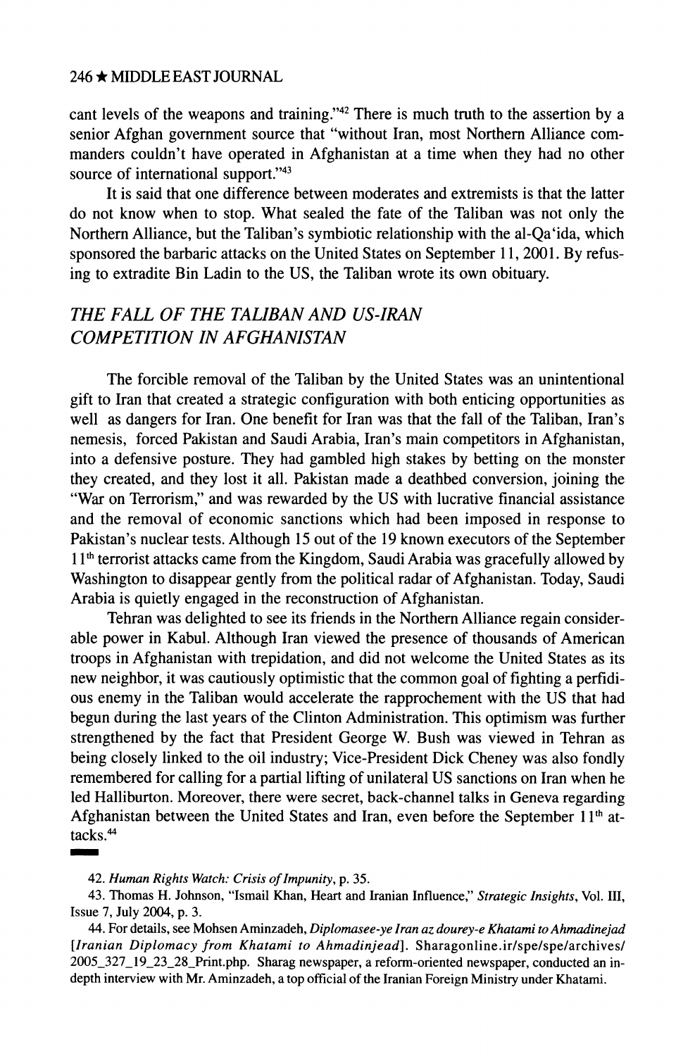cant levels of the weapons and training."[42] There is much truth to the assertion by a senior Afghan government source that "without Iran, most Northern Alliance commanders couldn't have operated in Afghanistan at a time when they had no other source of international support."[43]

It is said that one difference between moderates and extremists is that the latter do not know when to stop. What sealed the fate of the Taliban was not only the Northern Alliance, but the Taliban's symbiotic relationship with the al-Qa'ida, which sponsored the barbaric attacks on the United States on September 11, 2001. By refusing to extradite Bin Ladin to the US, the Taliban wrote its own obituary.

## *THE FALL OF THE TALIBAN AND US-IRAN COMPETITION IN AFGHANISTAN*

The forcible removal of the Taliban by the United States was an unintentional gift to Iran that created a strategic configuration with both enticing opportunities as well as dangers for Iran. One benefit for Iran was that the fall of the Taliban, Iran's nemesis, forced Pakistan and Saudi Arabia, Iran's main competitors in Afghanistan, into a defensive posture. They had gambled high stakes by betting on the monster they created, and they lost it all. Pakistan made a deathbed conversion, joining the "War on Terrorism," and was rewarded by the US with lucrative financial assistance and the removal of economic sanctions which had been imposed in response to Pakistan's nuclear tests. Although 15 out of the 19 known executors of the September 11th terrorist attacks came from the Kingdom, Saudi Arabia was gracefully allowed by Washington to disappear gently from the political radar of Afghanistan. Today, Saudi Arabia is quietly engaged in the reconstruction of Afghanistan.

Tehran was delighted to see its friends in the Northern Alliance regain considerable power in Kabul. Although Iran viewed the presence of thousands of American troops in Afghanistan with trepidation, and did not welcome the United States as its new neighbor, it was cautiously optimistic that the common goal of fighting a perfidious enemy in the Taliban would accelerate the rapprochement with the US that had begun during the last years of the Clinton Administration. This optimism was further strengthened by the fact that President George W. Bush was viewed in Tehran as being closely linked to the oil industry; Vice-President Dick Cheney was also fondly remembered for calling for a partial lifting of unilateral US sanctions on Iran when he led Halliburton. Moreover, there were secret, back-channel talks in Geneva regarding Afghanistan between the United States and Iran, even before the September 11th attacks.[44]

---

42. *Human Rights Watch: Crisis of Impunity*, p. 35.

43. Thomas H. Johnson, "Ismail Khan, Heart and Iranian Influence," *Strategic Insights*, Vol. III, Issue 7, July 2004, p. 3.

44. For details, see Mohsen Aminzadeh, *Diplomasee-ye Iran az dourey-e Khatami to Ahmadinejad [Iranian Diplomacy from Khatami to Ahmadinjead]*. Sharagonline.ir/spe/spe/archives/2005_327_19_23_28_Print.php. Sharag newspaper, a reform-oriented newspaper, conducted an in-depth interview with Mr. Aminzadeh, a top official of the Iranian Foreign Ministry under Khatami.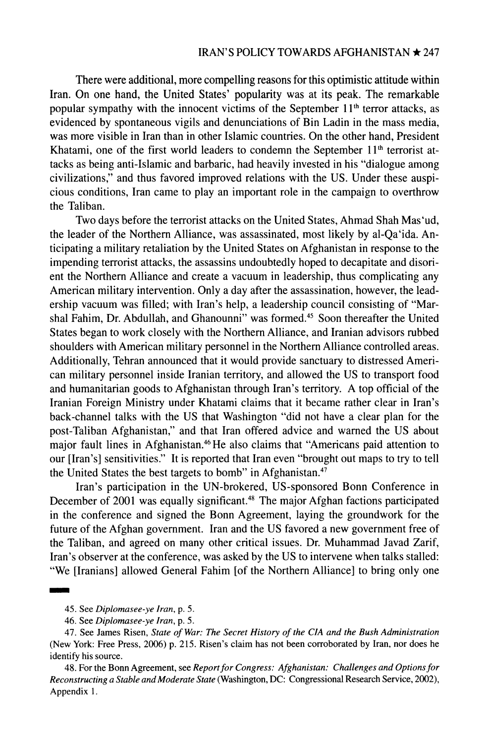There were additional, more compelling reasons for this optimistic attitude within Iran. On one hand, the United States' popularity was at its peak. The remarkable popular sympathy with the innocent victims of the September 11th terror attacks, as evidenced by spontaneous vigils and denunciations of Bin Ladin in the mass media, was more visible in Iran than in other Islamic countries. On the other hand, President Khatami, one of the first world leaders to condemn the September 11th terrorist attacks as being anti-Islamic and barbaric, had heavily invested in his "dialogue among civilizations," and thus favored improved relations with the US. Under these auspicious conditions, Iran came to play an important role in the campaign to overthrow the Taliban.

Two days before the terrorist attacks on the United States, Ahmad Shah Mas'ud, the leader of the Northern Alliance, was assassinated, most likely by al-Qa'ida. Anticipating a military retaliation by the United States on Afghanistan in response to the impending terrorist attacks, the assassins undoubtedly hoped to decapitate and disorient the Northern Alliance and create a vacuum in leadership, thus complicating any American military intervention. Only a day after the assassination, however, the leadership vacuum was filled; with Iran's help, a leadership council consisting of "Marshal Fahim, Dr. Abdullah, and Ghanounni" was formed.[45] Soon thereafter the United States began to work closely with the Northern Alliance, and Iranian advisors rubbed shoulders with American military personnel in the Northern Alliance controlled areas. Additionally, Tehran announced that it would provide sanctuary to distressed American military personnel inside Iranian territory, and allowed the US to transport food and humanitarian goods to Afghanistan through Iran's territory. A top official of the Iranian Foreign Ministry under Khatami claims that it became rather clear in Iran's back-channel talks with the US that Washington "did not have a clear plan for the post-Taliban Afghanistan," and that Iran offered advice and warned the US about major fault lines in Afghanistan.[46] He also claims that "Americans paid attention to our [Iran's] sensitivities." It is reported that Iran even "brought out maps to try to tell the United States the best targets to bomb" in Afghanistan.[47]

Iran's participation in the UN-brokered, US-sponsored Bonn Conference in December of 2001 was equally significant.[48] The major Afghan factions participated in the conference and signed the Bonn Agreement, laying the groundwork for the future of the Afghan government. Iran and the US favored a new government free of the Taliban, and agreed on many other critical issues. Dr. Muhammad Javad Zarif, Iran's observer at the conference, was asked by the US to intervene when talks stalled: "We [Iranians] allowed General Fahim [of the Northern Alliance] to bring only one

---

45. See *Diplomasee-ye Iran*, p. 5.

46. See *Diplomasee-ye Iran*, p. 5.

47. See James Risen, *State of War: The Secret History of the CIA and the Bush Administration* (New York: Free Press, 2006) p. 215. Risen's claim has not been corroborated by Iran, nor does he identify his source.

48. For the Bonn Agreement, see *Report for Congress: Afghanistan: Challenges and Options for Reconstructing a Stable and Moderate State* (Washington, DC: Congressional Research Service, 2002), Appendix 1.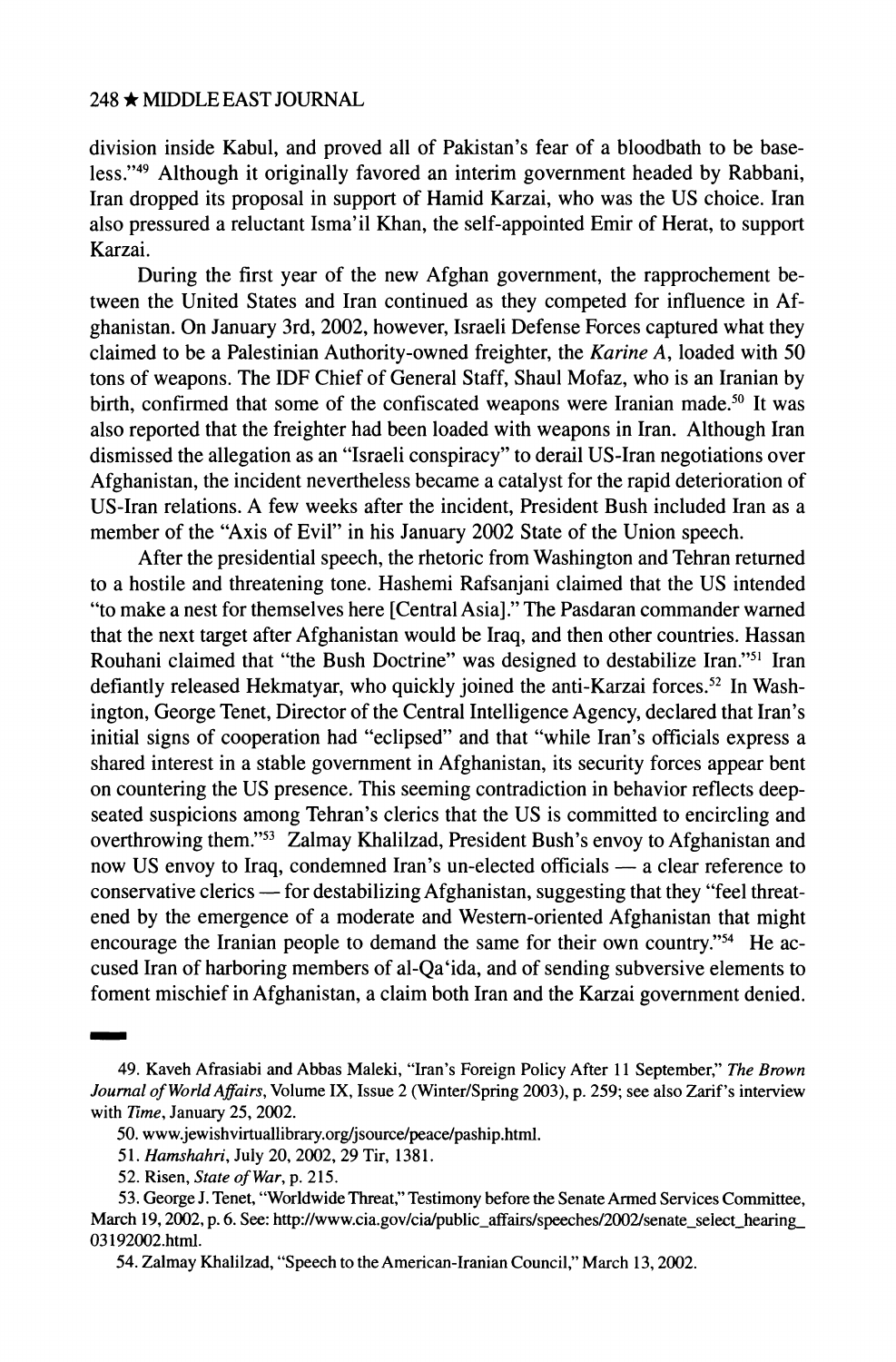division inside Kabul, and proved all of Pakistan's fear of a bloodbath to be baseless."[49] Although it originally favored an interim government headed by Rabbani, Iran dropped its proposal in support of Hamid Karzai, who was the US choice. Iran also pressured a reluctant Isma'il Khan, the self-appointed Emir of Herat, to support Karzai.

During the first year of the new Afghan government, the rapprochement between the United States and Iran continued as they competed for influence in Afghanistan. On January 3rd, 2002, however, Israeli Defense Forces captured what they claimed to be a Palestinian Authority-owned freighter, the *Karine A*, loaded with 50 tons of weapons. The IDF Chief of General Staff, Shaul Mofaz, who is an Iranian by birth, confirmed that some of the confiscated weapons were Iranian made.[50] It was also reported that the freighter had been loaded with weapons in Iran. Although Iran dismissed the allegation as an "Israeli conspiracy" to derail US-Iran negotiations over Afghanistan, the incident nevertheless became a catalyst for the rapid deterioration of US-Iran relations. A few weeks after the incident, President Bush included Iran as a member of the "Axis of Evil" in his January 2002 State of the Union speech.

After the presidential speech, the rhetoric from Washington and Tehran returned to a hostile and threatening tone. Hashemi Rafsanjani claimed that the US intended "to make a nest for themselves here [Central Asia]." The Pasdaran commander warned that the next target after Afghanistan would be Iraq, and then other countries. Hassan Rouhani claimed that "the Bush Doctrine" was designed to destabilize Iran."[51] Iran defiantly released Hekmatyar, who quickly joined the anti-Karzai forces.[52] In Washington, George Tenet, Director of the Central Intelligence Agency, declared that Iran's initial signs of cooperation had "eclipsed" and that "while Iran's officials express a shared interest in a stable government in Afghanistan, its security forces appear bent on countering the US presence. This seeming contradiction in behavior reflects deep-seated suspicions among Tehran's clerics that the US is committed to encircling and overthrowing them."[53] Zalmay Khalilzad, President Bush's envoy to Afghanistan and now US envoy to Iraq, condemned Iran's un-elected officials — a clear reference to conservative clerics — for destabilizing Afghanistan, suggesting that they "feel threatened by the emergence of a moderate and Western-oriented Afghanistan that might encourage the Iranian people to demand the same for their own country."[54] He accused Iran of harboring members of al-Qa'ida, and of sending subversive elements to foment mischief in Afghanistan, a claim both Iran and the Karzai government denied.

---

49. Kaveh Afrasiabi and Abbas Maleki, "Iran's Foreign Policy After 11 September," *The Brown Journal of World Affairs*, Volume IX, Issue 2 (Winter/Spring 2003), p. 259; see also Zarif's interview with *Time*, January 25, 2002.

50. www.jewishvirtuallibrary.org/jsource/peace/paship.html.

51. *Hamshahri*, July 20, 2002, 29 Tir, 1381.

52. Risen, *State of War*, p. 215.

53. George J. Tenet, "Worldwide Threat," Testimony before the Senate Armed Services Committee, March 19, 2002, p. 6. See: http://www.cia.gov/cia/public_affairs/speeches/2002/senate_select_hearing_03192002.html.

54. Zalmay Khalilzad, "Speech to the American-Iranian Council," March 13, 2002.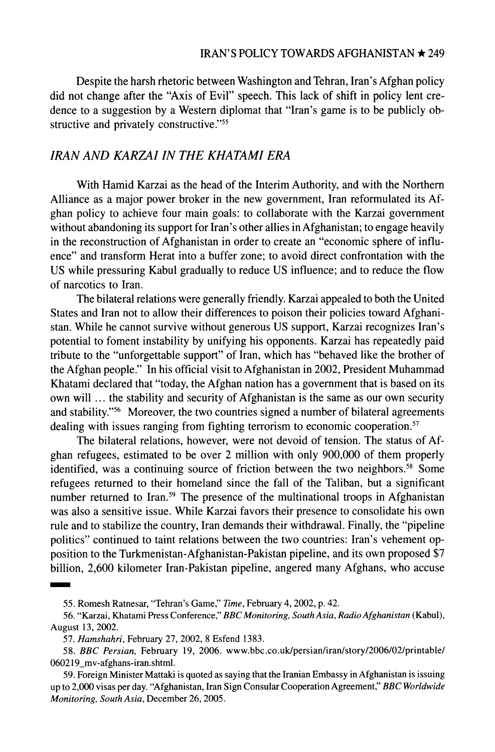Despite the harsh rhetoric between Washington and Tehran, Iran's Afghan policy did not change after the "Axis of Evil" speech. This lack of shift in policy lent credence to a suggestion by a Western diplomat that "Iran's game is to be publicly obstructive and privately constructive."[55]

## *IRAN AND KARZAI IN THE KHATAMI ERA*

With Hamid Karzai as the head of the Interim Authority, and with the Northern Alliance as a major power broker in the new government, Iran reformulated its Afghan policy to achieve four main goals: to collaborate with the Karzai government without abandoning its support for Iran's other allies in Afghanistan; to engage heavily in the reconstruction of Afghanistan in order to create an "economic sphere of influence" and transform Herat into a buffer zone; to avoid direct confrontation with the US while pressuring Kabul gradually to reduce US influence; and to reduce the flow of narcotics to Iran.

The bilateral relations were generally friendly. Karzai appealed to both the United States and Iran not to allow their differences to poison their policies toward Afghanistan. While he cannot survive without generous US support, Karzai recognizes Iran's potential to foment instability by unifying his opponents. Karzai has repeatedly paid tribute to the "unforgettable support" of Iran, which has "behaved like the brother of the Afghan people." In his official visit to Afghanistan in 2002, President Muhammad Khatami declared that "today, the Afghan nation has a government that is based on its own will … the stability and security of Afghanistan is the same as our own security and stability."[56] Moreover, the two countries signed a number of bilateral agreements dealing with issues ranging from fighting terrorism to economic cooperation.[57]

The bilateral relations, however, were not devoid of tension. The status of Afghan refugees, estimated to be over 2 million with only 900,000 of them properly identified, was a continuing source of friction between the two neighbors.[58] Some refugees returned to their homeland since the fall of the Taliban, but a significant number returned to Iran.[59] The presence of the multinational troops in Afghanistan was also a sensitive issue. While Karzai favors their presence to consolidate his own rule and to stabilize the country, Iran demands their withdrawal. Finally, the "pipeline politics" continued to taint relations between the two countries: Iran's vehement opposition to the Turkmenistan-Afghanistan-Pakistan pipeline, and its own proposed $7 billion, 2,600 kilometer Iran-Pakistan pipeline, angered many Afghans, who accuse

---

55. Romesh Ratnesar, "Tehran's Game," *Time*, February 4, 2002, p. 42.

56. "Karzai, Khatami Press Conference," *BBC Monitoring, South Asia, Radio Afghanistan* (Kabul), August 13, 2002.

57. *Hamshahri*, February 27, 2002, 8 Esfend 1383.

58. *BBC Persian*, February 19, 2006. www.bbc.co.uk/persian/iran/story/2006/02/printable/060219_mv-afghans-iran.shtml.

59. Foreign Minister Mattaki is quoted as saying that the Iranian Embassy in Afghanistan is issuing up to 2,000 visas per day. "Afghanistan, Iran Sign Consular Cooperation Agreement," *BBC Worldwide Monitoring, South Asia*, December 26, 2005.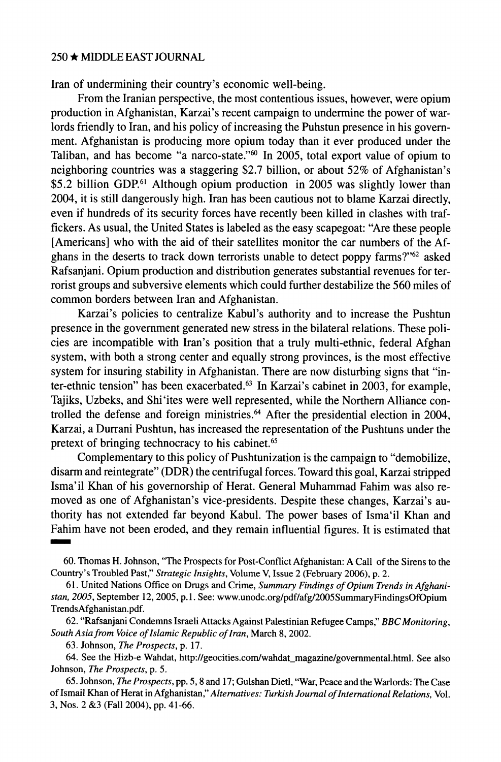Iran of undermining their country's economic well-being.

From the Iranian perspective, the most contentious issues, however, were opium production in Afghanistan, Karzai's recent campaign to undermine the power of warlords friendly to Iran, and his policy of increasing the Puhstun presence in his government. Afghanistan is producing more opium today than it ever produced under the Taliban, and has become "a narco-state."[60] In 2005, total export value of opium to neighboring countries was a staggering \$2.7 billion, or about 52% of Afghanistan's \$5.2 billion GDP.[61] Although opium production in 2005 was slightly lower than 2004, it is still dangerously high. Iran has been cautious not to blame Karzai directly, even if hundreds of its security forces have recently been killed in clashes with traffickers. As usual, the United States is labeled as the easy scapegoat: "Are these people [Americans] who with the aid of their satellites monitor the car numbers of the Afghans in the deserts to track down terrorists unable to detect poppy farms?"[62] asked Rafsanjani. Opium production and distribution generates substantial revenues for terrorist groups and subversive elements which could further destabilize the 560 miles of common borders between Iran and Afghanistan.

Karzai's policies to centralize Kabul's authority and to increase the Pushtun presence in the government generated new stress in the bilateral relations. These policies are incompatible with Iran's position that a truly multi-ethnic, federal Afghan system, with both a strong center and equally strong provinces, is the most effective system for insuring stability in Afghanistan. There are now disturbing signs that "inter-ethnic tension" has been exacerbated.[63] In Karzai's cabinet in 2003, for example, Tajiks, Uzbeks, and Shi'ites were well represented, while the Northern Alliance controlled the defense and foreign ministries.[64] After the presidential election in 2004, Karzai, a Durrani Pushtun, has increased the representation of the Pushtuns under the pretext of bringing technocracy to his cabinet.[65]

Complementary to this policy of Pushtunization is the campaign to "demobilize, disarm and reintegrate" (DDR) the centrifugal forces. Toward this goal, Karzai stripped Isma'il Khan of his governorship of Herat. General Muhammad Fahim was also removed as one of Afghanistan's vice-presidents. Despite these changes, Karzai's authority has not extended far beyond Kabul. The power bases of Isma'il Khan and Fahim have not been eroded, and they remain influential figures. It is estimated that

60. Thomas H. Johnson, "The Prospects for Post-Conflict Afghanistan: A Call of the Sirens to the Country's Troubled Past," *Strategic Insights*, Volume V, Issue 2 (February 2006), p. 2.

61. United Nations Office on Drugs and Crime, *Summary Findings of Opium Trends in Afghanistan, 2005*, September 12, 2005, p.1. See: www.unodc.org/pdf/afg/2005SummaryFindingsOfOpiumTrendsAfghanistan.pdf.

62. "Rafsanjani Condemns Israeli Attacks Against Palestinian Refugee Camps," *BBC Monitoring, South Asia from Voice of Islamic Republic of Iran*, March 8, 2002.

63. Johnson, *The Prospects*, p. 17.

64. See the Hizb-e Wahdat, http://geocities.com/wahdat_magazine/governmental.html. See also Johnson, *The Prospects*, p. 5.

65. Johnson, *The Prospects*, pp. 5, 8 and 17; Gulshan Dietl, "War, Peace and the Warlords: The Case of Ismail Khan of Herat in Afghanistan," *Alternatives: Turkish Journal of International Relations*, Vol. 3, Nos. 2 &3 (Fall 2004), pp. 41-66.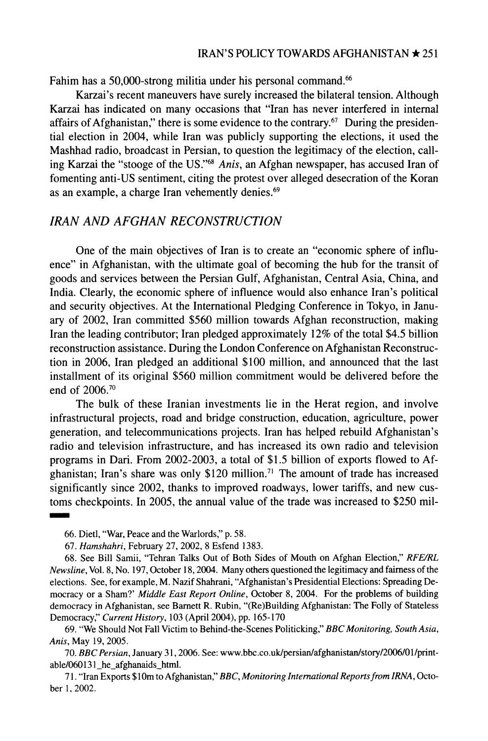Fahim has a 50,000-strong militia under his personal command.[66]

Karzai's recent maneuvers have surely increased the bilateral tension. Although Karzai has indicated on many occasions that "Iran has never interfered in internal affairs of Afghanistan," there is some evidence to the contrary.[67] During the presidential election in 2004, while Iran was publicly supporting the elections, it used the Mashhad radio, broadcast in Persian, to question the legitimacy of the election, calling Karzai the "stooge of the US."[68] *Anis*, an Afghan newspaper, has accused Iran of fomenting anti-US sentiment, citing the protest over alleged desecration of the Koran as an example, a charge Iran vehemently denies.[69]

## *IRAN AND AFGHAN RECONSTRUCTION*

One of the main objectives of Iran is to create an "economic sphere of influence" in Afghanistan, with the ultimate goal of becoming the hub for the transit of goods and services between the Persian Gulf, Afghanistan, Central Asia, China, and India. Clearly, the economic sphere of influence would also enhance Iran's political and security objectives. At the International Pledging Conference in Tokyo, in January of 2002, Iran committed $560 million towards Afghan reconstruction, making Iran the leading contributor; Iran pledged approximately 12% of the total $4.5 billion reconstruction assistance. During the London Conference on Afghanistan Reconstruction in 2006, Iran pledged an additional $100 million, and announced that the last installment of its original $560 million commitment would be delivered before the end of 2006.[70]

The bulk of these Iranian investments lie in the Herat region, and involve infrastructural projects, road and bridge construction, education, agriculture, power generation, and telecommunications projects. Iran has helped rebuild Afghanistan's radio and television infrastructure, and has increased its own radio and television programs in Dari. From 2002-2003, a total of $1.5 billion of exports flowed to Afghanistan; Iran's share was only $120 million.[71] The amount of trade has increased significantly since 2002, thanks to improved roadways, lower tariffs, and new customs checkpoints. In 2005, the annual value of the trade was increased to $250 mil-

---

66. Dietl, "War, Peace and the Warlords," p. 58.

67. *Hamshahri*, February 27, 2002, 8 Esfend 1383.

68. See Bill Samii, "Tehran Talks Out of Both Sides of Mouth on Afghan Election," *RFE/RL Newsline*, Vol. 8, No. 197, October 18, 2004. Many others questioned the legitimacy and fairness of the elections. See, for example, M. Nazif Shahrani, "Afghanistan's Presidential Elections: Spreading Democracy or a Sham?' *Middle East Report Online*, October 8, 2004. For the problems of building democracy in Afghanistan, see Barnett R. Rubin, "(Re)Building Afghanistan: The Folly of Stateless Democracy," *Current History*, 103 (April 2004), pp. 165-170

69. "We Should Not Fall Victim to Behind-the-Scenes Politicking," *BBC Monitoring, South Asia, Anis*, May 19, 2005.

70. *BBC Persian*, January 31, 2006. See: www.bbc.co.uk/persian/afghanistan/story/2006/01/printable/060131_he_afghanaids_html.

71. "Iran Exports $10m to Afghanistan," *BBC, Monitoring International Reports from IRNA*, October 1, 2002.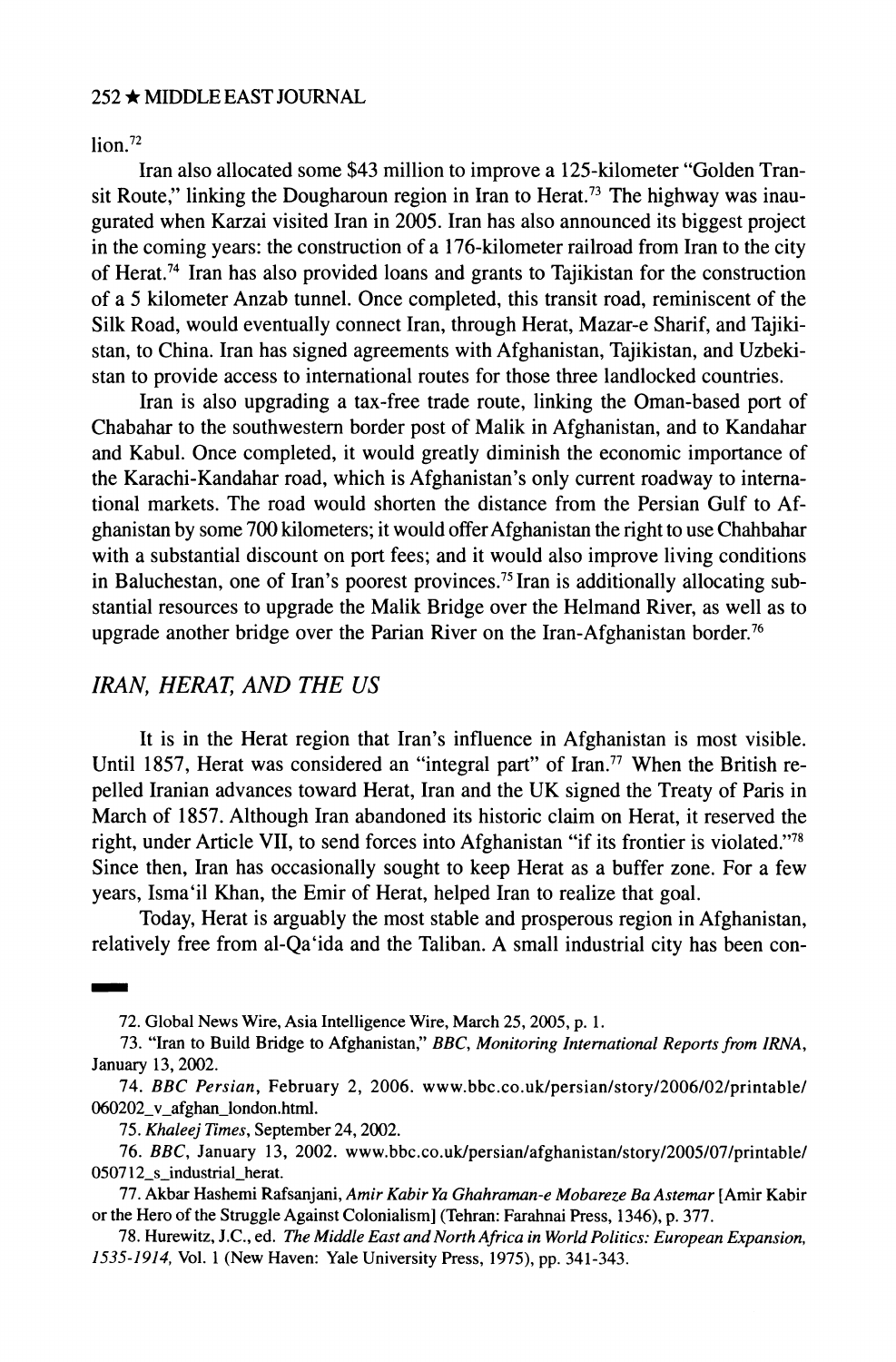lion.[72]

Iran also allocated some $43 million to improve a 125-kilometer "Golden Transit Route," linking the Dougharoun region in Iran to Herat.[73] The highway was inaugurated when Karzai visited Iran in 2005. Iran has also announced its biggest project in the coming years: the construction of a 176-kilometer railroad from Iran to the city of Herat.[74] Iran has also provided loans and grants to Tajikistan for the construction of a 5 kilometer Anzab tunnel. Once completed, this transit road, reminiscent of the Silk Road, would eventually connect Iran, through Herat, Mazar-e Sharif, and Tajikistan, to China. Iran has signed agreements with Afghanistan, Tajikistan, and Uzbekistan to provide access to international routes for those three landlocked countries.

Iran is also upgrading a tax-free trade route, linking the Oman-based port of Chabahar to the southwestern border post of Malik in Afghanistan, and to Kandahar and Kabul. Once completed, it would greatly diminish the economic importance of the Karachi-Kandahar road, which is Afghanistan's only current roadway to international markets. The road would shorten the distance from the Persian Gulf to Afghanistan by some 700 kilometers; it would offer Afghanistan the right to use Chahbahar with a substantial discount on port fees; and it would also improve living conditions in Baluchestan, one of Iran's poorest provinces.[75] Iran is additionally allocating substantial resources to upgrade the Malik Bridge over the Helmand River, as well as to upgrade another bridge over the Parian River on the Iran-Afghanistan border.[76]

## *IRAN, HERAT, AND THE US*

It is in the Herat region that Iran's influence in Afghanistan is most visible. Until 1857, Herat was considered an "integral part" of Iran.[77] When the British repelled Iranian advances toward Herat, Iran and the UK signed the Treaty of Paris in March of 1857. Although Iran abandoned its historic claim on Herat, it reserved the right, under Article VII, to send forces into Afghanistan "if its frontier is violated."[78] Since then, Iran has occasionally sought to keep Herat as a buffer zone. For a few years, Isma'il Khan, the Emir of Herat, helped Iran to realize that goal.

Today, Herat is arguably the most stable and prosperous region in Afghanistan, relatively free from al-Qa'ida and the Taliban. A small industrial city has been con-

---

72. Global News Wire, Asia Intelligence Wire, March 25, 2005, p. 1.

73. "Iran to Build Bridge to Afghanistan," *BBC, Monitoring International Reports from IRNA*, January 13, 2002.

74. *BBC Persian*, February 2, 2006. www.bbc.co.uk/persian/story/2006/02/printable/060202_v_afghan_london.html.

75. *Khaleej Times*, September 24, 2002.

76. *BBC*, January 13, 2002. www.bbc.co.uk/persian/afghanistan/story/2005/07/printable/050712_s_industrial_herat.

77. Akbar Hashemi Rafsanjani, *Amir Kabir Ya Ghahraman-e Mobareze Ba Astemar* [Amir Kabir or the Hero of the Struggle Against Colonialism] (Tehran: Farahnai Press, 1346), p. 377.

78. Hurewitz, J.C., ed. *The Middle East and North Africa in World Politics: European Expansion, 1535-1914*, Vol. 1 (New Haven: Yale University Press, 1975), pp. 341-343.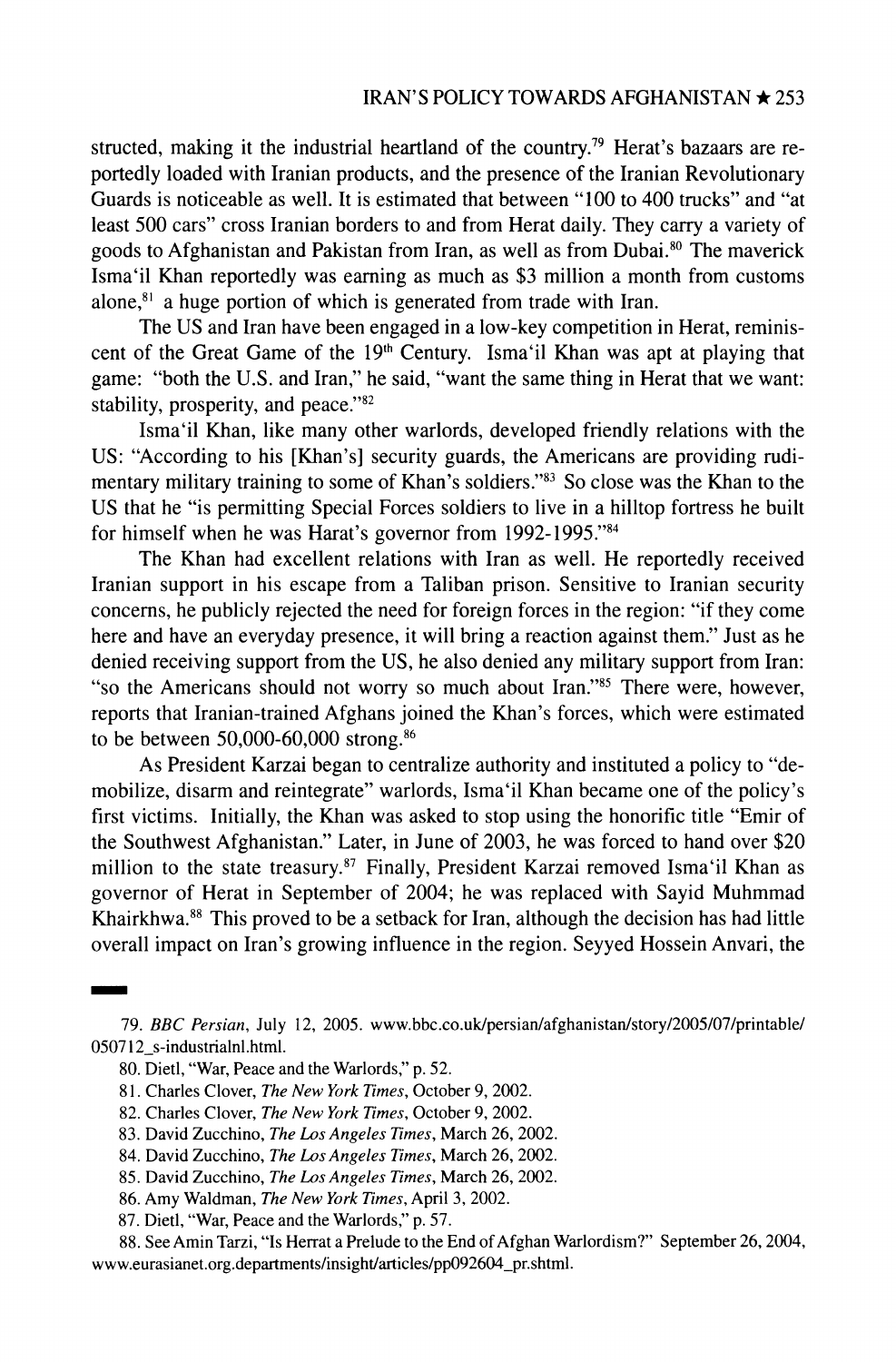structed, making it the industrial heartland of the country.[79] Herat's bazaars are reportedly loaded with Iranian products, and the presence of the Iranian Revolutionary Guards is noticeable as well. It is estimated that between "100 to 400 trucks" and "at least 500 cars" cross Iranian borders to and from Herat daily. They carry a variety of goods to Afghanistan and Pakistan from Iran, as well as from Dubai.[80] The maverick Isma'il Khan reportedly was earning as much as $3 million a month from customs alone,[81] a huge portion of which is generated from trade with Iran.

The US and Iran have been engaged in a low-key competition in Herat, reminiscent of the Great Game of the 19th Century. Isma'il Khan was apt at playing that game: "both the U.S. and Iran," he said, "want the same thing in Herat that we want: stability, prosperity, and peace."[82]

Isma'il Khan, like many other warlords, developed friendly relations with the US: "According to his [Khan's] security guards, the Americans are providing rudimentary military training to some of Khan's soldiers."[83] So close was the Khan to the US that he "is permitting Special Forces soldiers to live in a hilltop fortress he built for himself when he was Harat's governor from 1992-1995."[84]

The Khan had excellent relations with Iran as well. He reportedly received Iranian support in his escape from a Taliban prison. Sensitive to Iranian security concerns, he publicly rejected the need for foreign forces in the region: "if they come here and have an everyday presence, it will bring a reaction against them." Just as he denied receiving support from the US, he also denied any military support from Iran: "so the Americans should not worry so much about Iran."[85] There were, however, reports that Iranian-trained Afghans joined the Khan's forces, which were estimated to be between 50,000-60,000 strong.[86]

As President Karzai began to centralize authority and instituted a policy to "demobilize, disarm and reintegrate" warlords, Isma'il Khan became one of the policy's first victims. Initially, the Khan was asked to stop using the honorific title "Emir of the Southwest Afghanistan." Later, in June of 2003, he was forced to hand over $20 million to the state treasury.[87] Finally, President Karzai removed Isma'il Khan as governor of Herat in September of 2004; he was replaced with Sayid Muhmmad Khairkhwa.[88] This proved to be a setback for Iran, although the decision has had little overall impact on Iran's growing influence in the region. Seyyed Hossein Anvari, the

79. *BBC Persian*, July 12, 2005. www.bbc.co.uk/persian/afghanistan/story/2005/07/printable/050712_s-industrialnl.html.

80. Dietl, "War, Peace and the Warlords," p. 52.

81. Charles Clover, *The New York Times*, October 9, 2002.

82. Charles Clover, *The New York Times*, October 9, 2002.

83. David Zucchino, *The Los Angeles Times*, March 26, 2002.

84. David Zucchino, *The Los Angeles Times*, March 26, 2002.

85. David Zucchino, *The Los Angeles Times*, March 26, 2002.

86. Amy Waldman, *The New York Times*, April 3, 2002.

87. Dietl, "War, Peace and the Warlords," p. 57.

88. See Amin Tarzi, "Is Herrat a Prelude to the End of Afghan Warlordism?" September 26, 2004, www.eurasianet.org.departments/insight/articles/pp092604_pr.shtml.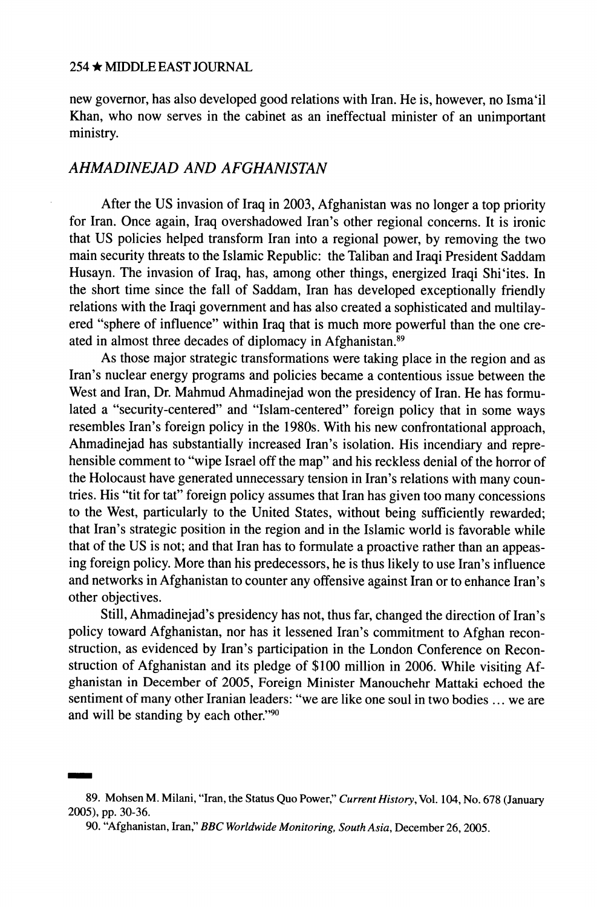new governor, has also developed good relations with Iran. He is, however, no Isma'il Khan, who now serves in the cabinet as an ineffectual minister of an unimportant ministry.

## *AHMADINEJAD AND AFGHANISTAN*

After the US invasion of Iraq in 2003, Afghanistan was no longer a top priority for Iran. Once again, Iraq overshadowed Iran's other regional concerns. It is ironic that US policies helped transform Iran into a regional power, by removing the two main security threats to the Islamic Republic: the Taliban and Iraqi President Saddam Husayn. The invasion of Iraq, has, among other things, energized Iraqi Shi'ites. In the short time since the fall of Saddam, Iran has developed exceptionally friendly relations with the Iraqi government and has also created a sophisticated and multilayered "sphere of influence" within Iraq that is much more powerful than the one created in almost three decades of diplomacy in Afghanistan.[89]

As those major strategic transformations were taking place in the region and as Iran's nuclear energy programs and policies became a contentious issue between the West and Iran, Dr. Mahmud Ahmadinejad won the presidency of Iran. He has formulated a "security-centered" and "Islam-centered" foreign policy that in some ways resembles Iran's foreign policy in the 1980s. With his new confrontational approach, Ahmadinejad has substantially increased Iran's isolation. His incendiary and reprehensible comment to "wipe Israel off the map" and his reckless denial of the horror of the Holocaust have generated unnecessary tension in Iran's relations with many countries. His "tit for tat" foreign policy assumes that Iran has given too many concessions to the West, particularly to the United States, without being sufficiently rewarded; that Iran's strategic position in the region and in the Islamic world is favorable while that of the US is not; and that Iran has to formulate a proactive rather than an appeasing foreign policy. More than his predecessors, he is thus likely to use Iran's influence and networks in Afghanistan to counter any offensive against Iran or to enhance Iran's other objectives.

Still, Ahmadinejad's presidency has not, thus far, changed the direction of Iran's policy toward Afghanistan, nor has it lessened Iran's commitment to Afghan reconstruction, as evidenced by Iran's participation in the London Conference on Reconstruction of Afghanistan and its pledge of $100 million in 2006. While visiting Afghanistan in December of 2005, Foreign Minister Manouchehr Mattaki echoed the sentiment of many other Iranian leaders: "we are like one soul in two bodies ... we are and will be standing by each other."[90]

---

89. Mohsen M. Milani, "Iran, the Status Quo Power," *Current History*, Vol. 104, No. 678 (January 2005), pp. 30-36.

90. "Afghanistan, Iran," *BBC Worldwide Monitoring, South Asia*, December 26, 2005.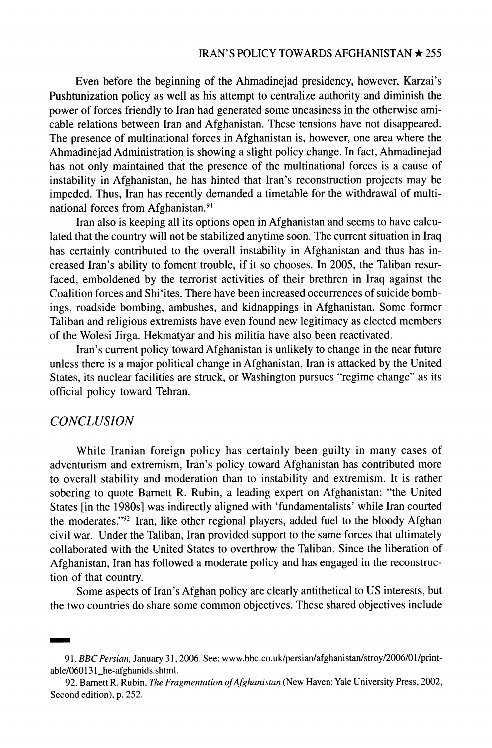Even before the beginning of the Ahmadinejad presidency, however, Karzai's Pushtunization policy as well as his attempt to centralize authority and diminish the power of forces friendly to Iran had generated some uneasiness in the otherwise amicable relations between Iran and Afghanistan. These tensions have not disappeared. The presence of multinational forces in Afghanistan is, however, one area where the Ahmadinejad Administration is showing a slight policy change. In fact, Ahmadinejad has not only maintained that the presence of the multinational forces is a cause of instability in Afghanistan, he has hinted that Iran's reconstruction projects may be impeded. Thus, Iran has recently demanded a timetable for the withdrawal of multinational forces from Afghanistan.[91]

Iran also is keeping all its options open in Afghanistan and seems to have calculated that the country will not be stabilized anytime soon. The current situation in Iraq has certainly contributed to the overall instability in Afghanistan and thus has increased Iran's ability to foment trouble, if it so chooses. In 2005, the Taliban resurfaced, emboldened by the terrorist activities of their brethren in Iraq against the Coalition forces and Shi'ites. There have been increased occurrences of suicide bombings, roadside bombing, ambushes, and kidnappings in Afghanistan. Some former Taliban and religious extremists have even found new legitimacy as elected members of the Wolesi Jirga. Hekmatyar and his militia have also been reactivated.

Iran's current policy toward Afghanistan is unlikely to change in the near future unless there is a major political change in Afghanistan, Iran is attacked by the United States, its nuclear facilities are struck, or Washington pursues "regime change" as its official policy toward Tehran.

## *CONCLUSION*

While Iranian foreign policy has certainly been guilty in many cases of adventurism and extremism, Iran's policy toward Afghanistan has contributed more to overall stability and moderation than to instability and extremism. It is rather sobering to quote Barnett R. Rubin, a leading expert on Afghanistan: "the United States [in the 1980s] was indirectly aligned with 'fundamentalists' while Iran courted the moderates."[92] Iran, like other regional players, added fuel to the bloody Afghan civil war. Under the Taliban, Iran provided support to the same forces that ultimately collaborated with the United States to overthrow the Taliban. Since the liberation of Afghanistan, Iran has followed a moderate policy and has engaged in the reconstruction of that country.

Some aspects of Iran's Afghan policy are clearly antithetical to US interests, but the two countries do share some common objectives. These shared objectives include

---

91. *BBC Persian*, January 31, 2006. See: www.bbc.co.uk/persian/afghanistan/stroy/2006/01/printable/060131_he-afghanids.shtml.

92. Barnett R. Rubin, *The Fragmentation of Afghanistan* (New Haven: Yale University Press, 2002, Second edition), p. 252.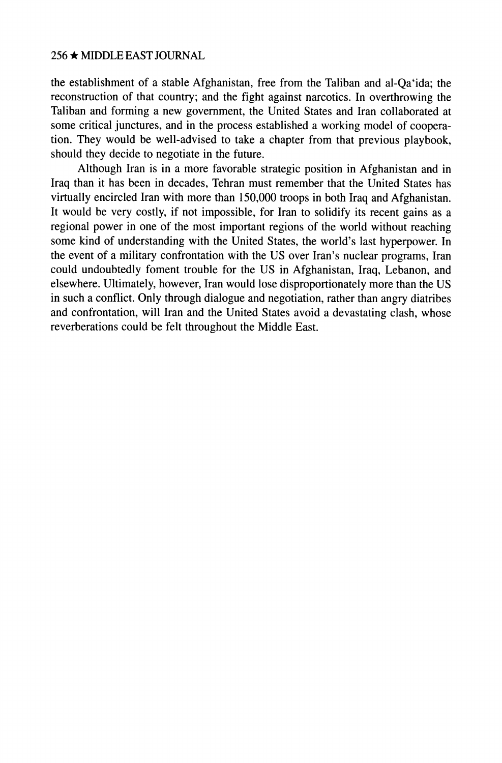the establishment of a stable Afghanistan, free from the Taliban and al-Qa'ida; the reconstruction of that country; and the fight against narcotics. In overthrowing the Taliban and forming a new government, the United States and Iran collaborated at some critical junctures, and in the process established a working model of cooperation. They would be well-advised to take a chapter from that previous playbook, should they decide to negotiate in the future.

Although Iran is in a more favorable strategic position in Afghanistan and in Iraq than it has been in decades, Tehran must remember that the United States has virtually encircled Iran with more than 150,000 troops in both Iraq and Afghanistan. It would be very costly, if not impossible, for Iran to solidify its recent gains as a regional power in one of the most important regions of the world without reaching some kind of understanding with the United States, the world's last hyperpower. In the event of a military confrontation with the US over Iran's nuclear programs, Iran could undoubtedly foment trouble for the US in Afghanistan, Iraq, Lebanon, and elsewhere. Ultimately, however, Iran would lose disproportionately more than the US in such a conflict. Only through dialogue and negotiation, rather than angry diatribes and confrontation, will Iran and the United States avoid a devastating clash, whose reverberations could be felt throughout the Middle East.